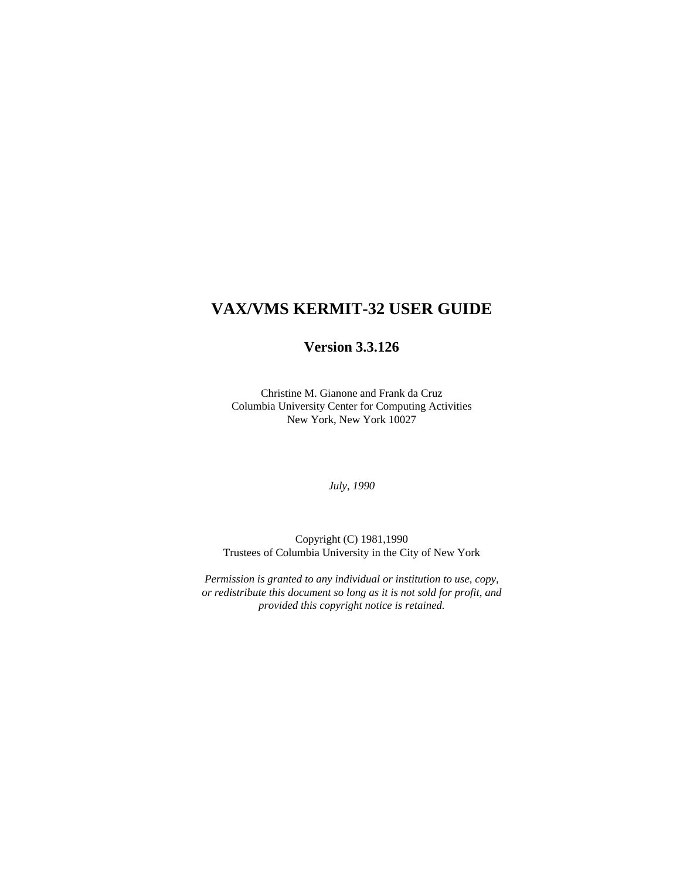# VAX/VMS KERMIT-32 USER GUIDE

## Version 3.3.126

Christine M. Gianone and Frank da Cruz
Columbia University Center for Computing Activities
New York, New York 10027

*July, 1990*

Copyright (C) 1981,1990
Trustees of Columbia University in the City of New York

*Permission is granted to any individual or institution to use, copy, or redistribute this document so long as it is not sold for profit, and provided this copyright notice is retained.*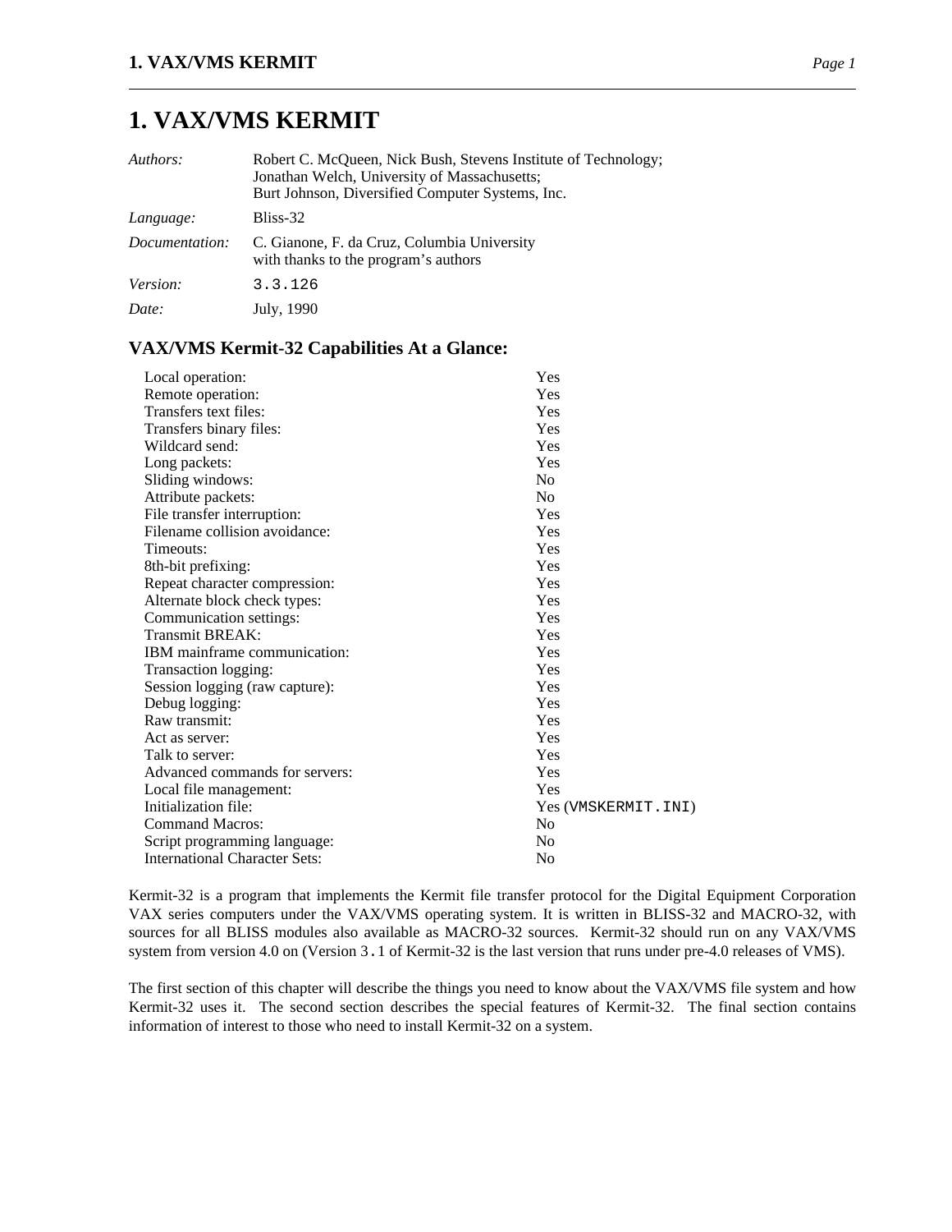# 1. VAX/VMS KERMIT

| | |
|---|---|
| *Authors:* | Robert C. McQueen, Nick Bush, Stevens Institute of Technology; Jonathan Welch, University of Massachusetts; Burt Johnson, Diversified Computer Systems, Inc. |
| *Language:* | Bliss-32 |
| *Documentation:* | C. Gianone, F. da Cruz, Columbia University with thanks to the program's authors |
| *Version:* | 3.3.126 |
| *Date:* | July, 1990 |

## VAX/VMS Kermit-32 Capabilities At a Glance:

| | |
|---|---|
| Local operation: | Yes |
| Remote operation: | Yes |
| Transfers text files: | Yes |
| Transfers binary files: | Yes |
| Wildcard send: | Yes |
| Long packets: | Yes |
| Sliding windows: | No |
| Attribute packets: | No |
| File transfer interruption: | Yes |
| Filename collision avoidance: | Yes |
| Timeouts: | Yes |
| 8th-bit prefixing: | Yes |
| Repeat character compression: | Yes |
| Alternate block check types: | Yes |
| Communication settings: | Yes |
| Transmit BREAK: | Yes |
| IBM mainframe communication: | Yes |
| Transaction logging: | Yes |
| Session logging (raw capture): | Yes |
| Debug logging: | Yes |
| Raw transmit: | Yes |
| Act as server: | Yes |
| Talk to server: | Yes |
| Advanced commands for servers: | Yes |
| Local file management: | Yes |
| Initialization file: | Yes (VMSKERMIT.INI) |
| Command Macros: | No |
| Script programming language: | No |
| International Character Sets: | No |

Kermit-32 is a program that implements the Kermit file transfer protocol for the Digital Equipment Corporation VAX series computers under the VAX/VMS operating system. It is written in BLISS-32 and MACRO-32, with sources for all BLISS modules also available as MACRO-32 sources. Kermit-32 should run on any VAX/VMS system from version 4.0 on (Version 3.1 of Kermit-32 is the last version that runs under pre-4.0 releases of VMS).

The first section of this chapter will describe the things you need to know about the VAX/VMS file system and how Kermit-32 uses it. The second section describes the special features of Kermit-32. The final section contains information of interest to those who need to install Kermit-32 on a system.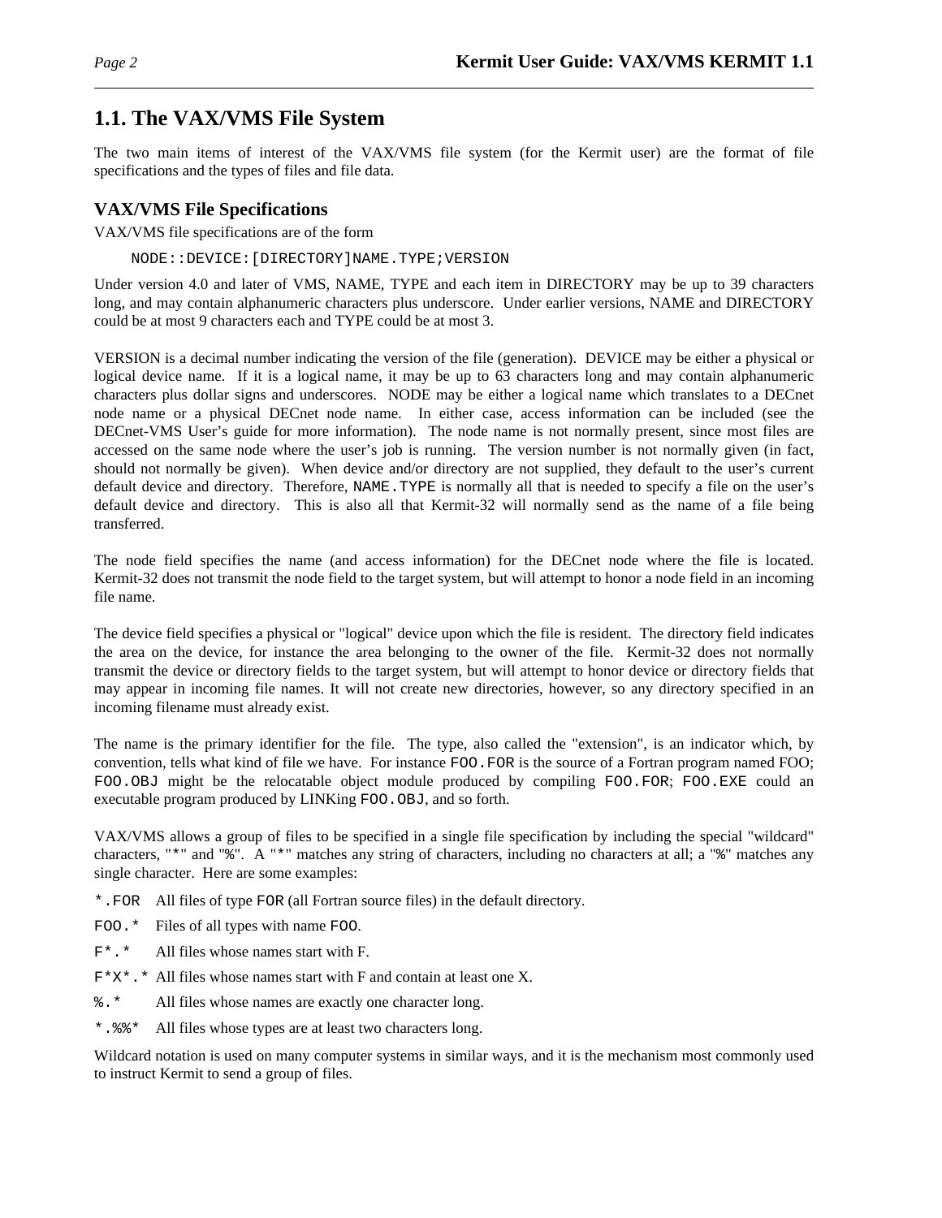## 1.1. The VAX/VMS File System

The two main items of interest of the VAX/VMS file system (for the Kermit user) are the format of file specifications and the types of files and file data.

### VAX/VMS File Specifications

VAX/VMS file specifications are of the form

```
NODE::DEVICE:[DIRECTORY]NAME.TYPE;VERSION
```

Under version 4.0 and later of VMS, NAME, TYPE and each item in DIRECTORY may be up to 39 characters long, and may contain alphanumeric characters plus underscore. Under earlier versions, NAME and DIRECTORY could be at most 9 characters each and TYPE could be at most 3.

VERSION is a decimal number indicating the version of the file (generation). DEVICE may be either a physical or logical device name. If it is a logical name, it may be up to 63 characters long and may contain alphanumeric characters plus dollar signs and underscores. NODE may be either a logical name which translates to a DECnet node name or a physical DECnet node name. In either case, access information can be included (see the DECnet-VMS User's guide for more information). The node name is not normally present, since most files are accessed on the same node where the user's job is running. The version number is not normally given (in fact, should not normally be given). When device and/or directory are not supplied, they default to the user's current default device and directory. Therefore, `NAME.TYPE` is normally all that is needed to specify a file on the user's default device and directory. This is also all that Kermit-32 will normally send as the name of a file being transferred.

The node field specifies the name (and access information) for the DECnet node where the file is located. Kermit-32 does not transmit the node field to the target system, but will attempt to honor a node field in an incoming file name.

The device field specifies a physical or "logical" device upon which the file is resident. The directory field indicates the area on the device, for instance the area belonging to the owner of the file. Kermit-32 does not normally transmit the device or directory fields to the target system, but will attempt to honor device or directory fields that may appear in incoming file names. It will not create new directories, however, so any directory specified in an incoming filename must already exist.

The name is the primary identifier for the file. The type, also called the "extension", is an indicator which, by convention, tells what kind of file we have. For instance `FOO.FOR` is the source of a Fortran program named FOO; `FOO.OBJ` might be the relocatable object module produced by compiling `FOO.FOR`; `FOO.EXE` could an executable program produced by LINKing `FOO.OBJ`, and so forth.

VAX/VMS allows a group of files to be specified in a single file specification by including the special "wildcard" characters, "`*`" and "`%`". A "`*`" matches any string of characters, including no characters at all; a "`%`" matches any single character. Here are some examples:

- `*.FOR` All files of type `FOR` (all Fortran source files) in the default directory.
- `FOO.*` Files of all types with name `FOO`.
- `F*.*` All files whose names start with F.
- `F*X*.*` All files whose names start with F and contain at least one X.
- `%.*` All files whose names are exactly one character long.
- `*.%%*` All files whose types are at least two characters long.

Wildcard notation is used on many computer systems in similar ways, and it is the mechanism most commonly used to instruct Kermit to send a group of files.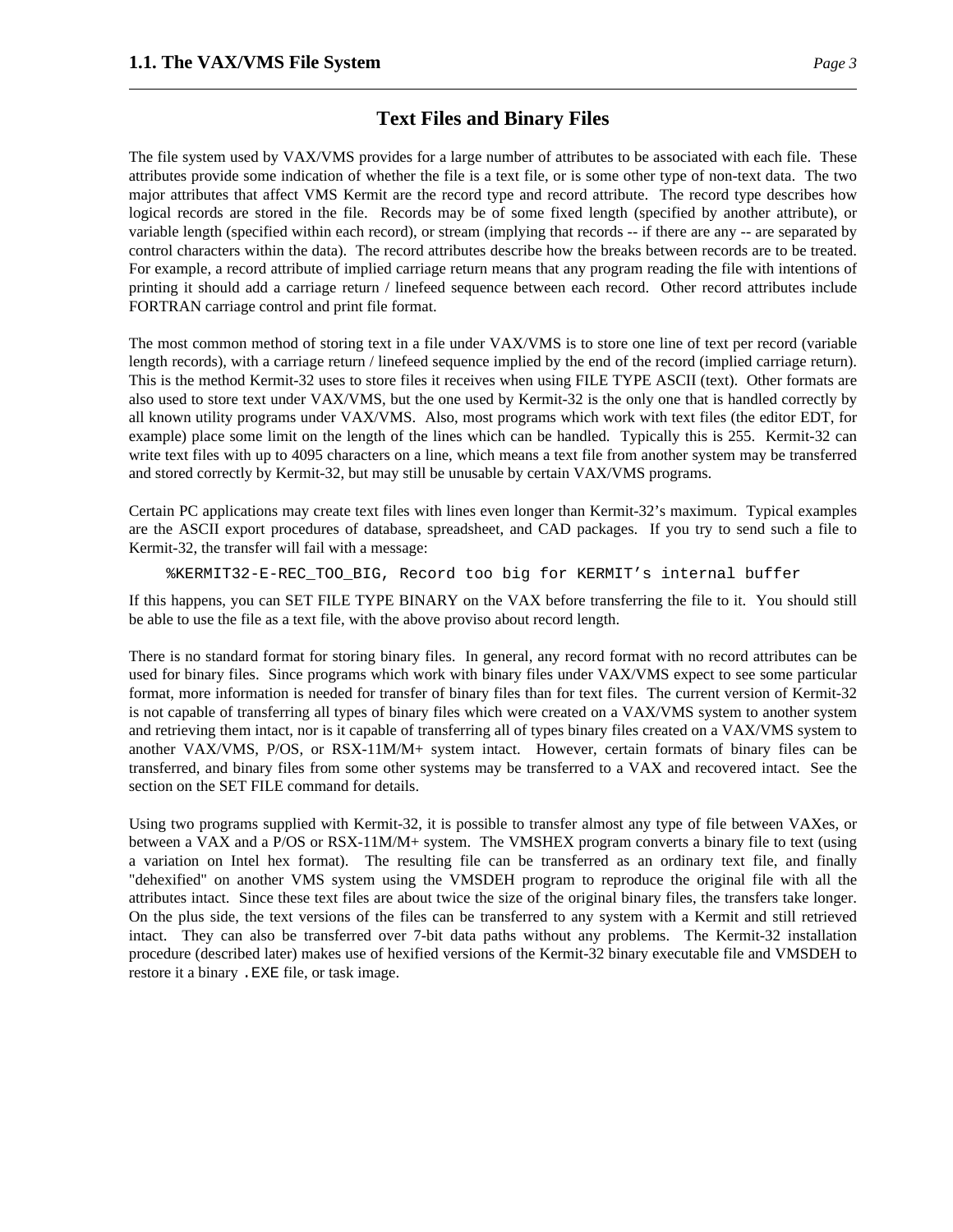## Text Files and Binary Files

The file system used by VAX/VMS provides for a large number of attributes to be associated with each file. These attributes provide some indication of whether the file is a text file, or is some other type of non-text data. The two major attributes that affect VMS Kermit are the record type and record attribute. The record type describes how logical records are stored in the file. Records may be of some fixed length (specified by another attribute), or variable length (specified within each record), or stream (implying that records -- if there are any -- are separated by control characters within the data). The record attributes describe how the breaks between records are to be treated. For example, a record attribute of implied carriage return means that any program reading the file with intentions of printing it should add a carriage return / linefeed sequence between each record. Other record attributes include FORTRAN carriage control and print file format.

The most common method of storing text in a file under VAX/VMS is to store one line of text per record (variable length records), with a carriage return / linefeed sequence implied by the end of the record (implied carriage return). This is the method Kermit-32 uses to store files it receives when using FILE TYPE ASCII (text). Other formats are also used to store text under VAX/VMS, but the one used by Kermit-32 is the only one that is handled correctly by all known utility programs under VAX/VMS. Also, most programs which work with text files (the editor EDT, for example) place some limit on the length of the lines which can be handled. Typically this is 255. Kermit-32 can write text files with up to 4095 characters on a line, which means a text file from another system may be transferred and stored correctly by Kermit-32, but may still be unusable by certain VAX/VMS programs.

Certain PC applications may create text files with lines even longer than Kermit-32's maximum. Typical examples are the ASCII export procedures of database, spreadsheet, and CAD packages. If you try to send such a file to Kermit-32, the transfer will fail with a message:

```
%KERMIT32-E-REC_TOO_BIG, Record too big for KERMIT's internal buffer
```

If this happens, you can SET FILE TYPE BINARY on the VAX before transferring the file to it. You should still be able to use the file as a text file, with the above proviso about record length.

There is no standard format for storing binary files. In general, any record format with no record attributes can be used for binary files. Since programs which work with binary files under VAX/VMS expect to see some particular format, more information is needed for transfer of binary files than for text files. The current version of Kermit-32 is not capable of transferring all types of binary files which were created on a VAX/VMS system to another system and retrieving them intact, nor is it capable of transferring all of types binary files created on a VAX/VMS system to another VAX/VMS, P/OS, or RSX-11M/M+ system intact. However, certain formats of binary files can be transferred, and binary files from some other systems may be transferred to a VAX and recovered intact. See the section on the SET FILE command for details.

Using two programs supplied with Kermit-32, it is possible to transfer almost any type of file between VAXes, or between a VAX and a P/OS or RSX-11M/M+ system. The VMSHEX program converts a binary file to text (using a variation on Intel hex format). The resulting file can be transferred as an ordinary text file, and finally "dehexified" on another VMS system using the VMSDEH program to reproduce the original file with all the attributes intact. Since these text files are about twice the size of the original binary files, the transfers take longer. On the plus side, the text versions of the files can be transferred to any system with a Kermit and still retrieved intact. They can also be transferred over 7-bit data paths without any problems. The Kermit-32 installation procedure (described later) makes use of hexified versions of the Kermit-32 binary executable file and VMSDEH to restore it a binary `.EXE` file, or task image.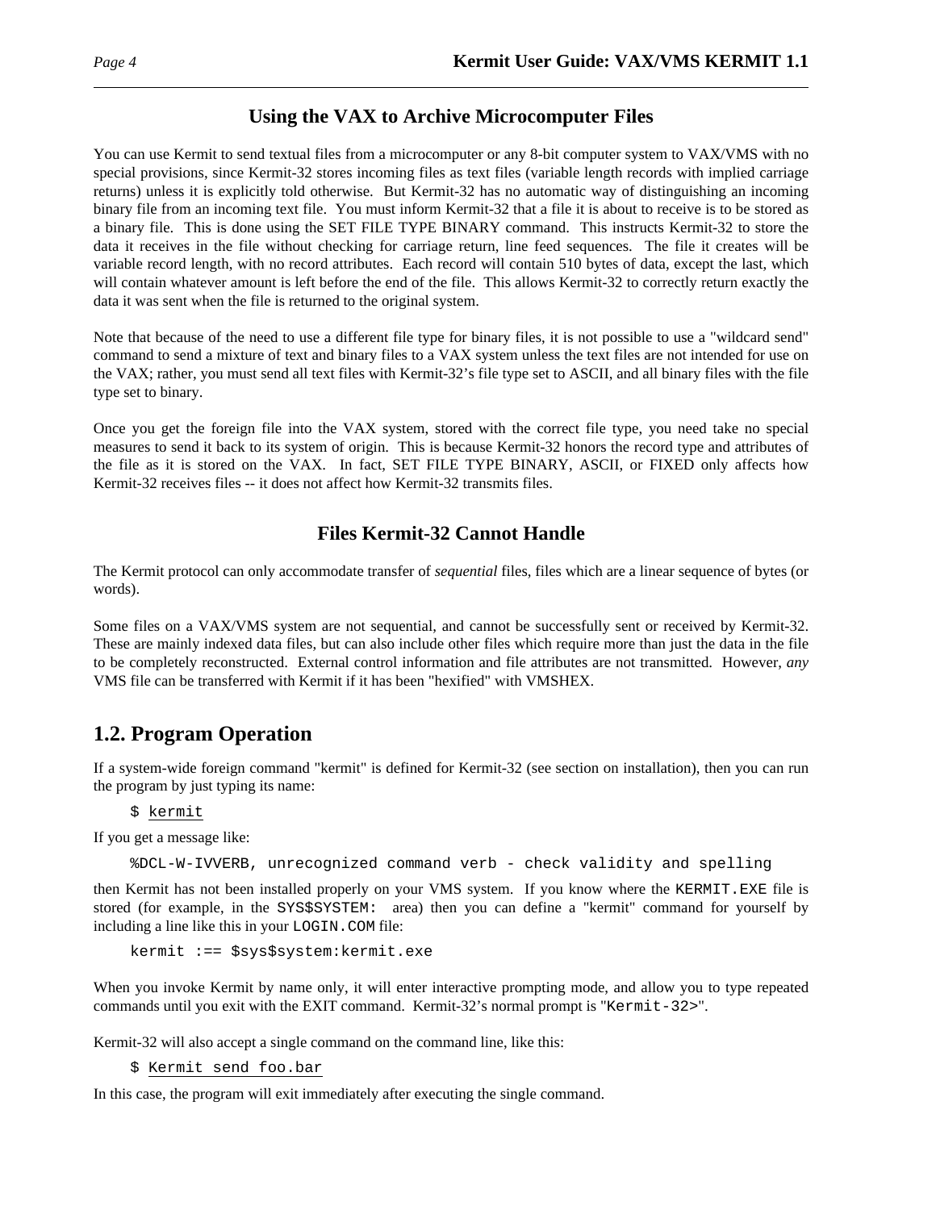### Using the VAX to Archive Microcomputer Files

You can use Kermit to send textual files from a microcomputer or any 8-bit computer system to VAX/VMS with no special provisions, since Kermit-32 stores incoming files as text files (variable length records with implied carriage returns) unless it is explicitly told otherwise. But Kermit-32 has no automatic way of distinguishing an incoming binary file from an incoming text file. You must inform Kermit-32 that a file it is about to receive is to be stored as a binary file. This is done using the SET FILE TYPE BINARY command. This instructs Kermit-32 to store the data it receives in the file without checking for carriage return, line feed sequences. The file it creates will be variable record length, with no record attributes. Each record will contain 510 bytes of data, except the last, which will contain whatever amount is left before the end of the file. This allows Kermit-32 to correctly return exactly the data it was sent when the file is returned to the original system.

Note that because of the need to use a different file type for binary files, it is not possible to use a "wildcard send" command to send a mixture of text and binary files to a VAX system unless the text files are not intended for use on the VAX; rather, you must send all text files with Kermit-32's file type set to ASCII, and all binary files with the file type set to binary.

Once you get the foreign file into the VAX system, stored with the correct file type, you need take no special measures to send it back to its system of origin. This is because Kermit-32 honors the record type and attributes of the file as it is stored on the VAX. In fact, SET FILE TYPE BINARY, ASCII, or FIXED only affects how Kermit-32 receives files -- it does not affect how Kermit-32 transmits files.

### Files Kermit-32 Cannot Handle

The Kermit protocol can only accommodate transfer of *sequential* files, files which are a linear sequence of bytes (or words).

Some files on a VAX/VMS system are not sequential, and cannot be successfully sent or received by Kermit-32. These are mainly indexed data files, but can also include other files which require more than just the data in the file to be completely reconstructed. External control information and file attributes are not transmitted. However, *any* VMS file can be transferred with Kermit if it has been "hexified" with VMSHEX.

## 1.2. Program Operation

If a system-wide foreign command "kermit" is defined for Kermit-32 (see section on installation), then you can run the program by just typing its name:

```
$ kermit
```

If you get a message like:

```
%DCL-W-IVVERB, unrecognized command verb - check validity and spelling
```

then Kermit has not been installed properly on your VMS system. If you know where the `KERMIT.EXE` file is stored (for example, in the `SYS$SYSTEM:` area) then you can define a "kermit" command for yourself by including a line like this in your `LOGIN.COM` file:

```
kermit :== $sys$system:kermit.exe
```

When you invoke Kermit by name only, it will enter interactive prompting mode, and allow you to type repeated commands until you exit with the EXIT command. Kermit-32's normal prompt is "`Kermit-32>`".

Kermit-32 will also accept a single command on the command line, like this:

```
$ Kermit send foo.bar
```

In this case, the program will exit immediately after executing the single command.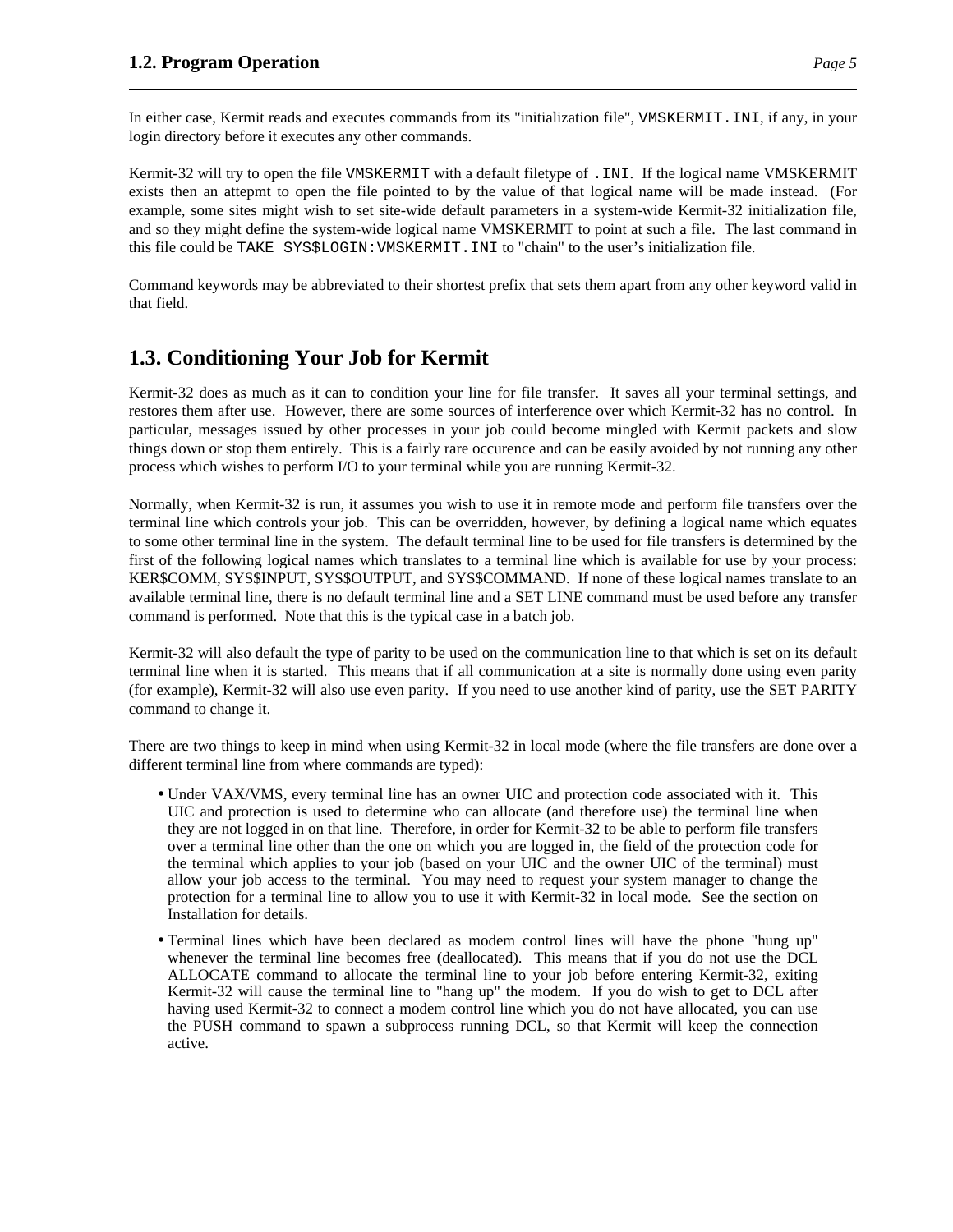In either case, Kermit reads and executes commands from its "initialization file", `VMSKERMIT.INI`, if any, in your login directory before it executes any other commands.

Kermit-32 will try to open the file `VMSKERMIT` with a default filetype of `.INI`. If the logical name VMSKERMIT exists then an attepmt to open the file pointed to by the value of that logical name will be made instead. (For example, some sites might wish to set site-wide default parameters in a system-wide Kermit-32 initialization file, and so they might define the system-wide logical name VMSKERMIT to point at such a file. The last command in this file could be `TAKE SYS$LOGIN:VMSKERMIT.INI` to "chain" to the user's initialization file.

Command keywords may be abbreviated to their shortest prefix that sets them apart from any other keyword valid in that field.

## 1.3. Conditioning Your Job for Kermit

Kermit-32 does as much as it can to condition your line for file transfer. It saves all your terminal settings, and restores them after use. However, there are some sources of interference over which Kermit-32 has no control. In particular, messages issued by other processes in your job could become mingled with Kermit packets and slow things down or stop them entirely. This is a fairly rare occurence and can be easily avoided by not running any other process which wishes to perform I/O to your terminal while you are running Kermit-32.

Normally, when Kermit-32 is run, it assumes you wish to use it in remote mode and perform file transfers over the terminal line which controls your job. This can be overridden, however, by defining a logical name which equates to some other terminal line in the system. The default terminal line to be used for file transfers is determined by the first of the following logical names which translates to a terminal line which is available for use by your process: KER$COMM, SYS$INPUT, SYS$OUTPUT, and SYS$COMMAND. If none of these logical names translate to an available terminal line, there is no default terminal line and a SET LINE command must be used before any transfer command is performed. Note that this is the typical case in a batch job.

Kermit-32 will also default the type of parity to be used on the communication line to that which is set on its default terminal line when it is started. This means that if all communication at a site is normally done using even parity (for example), Kermit-32 will also use even parity. If you need to use another kind of parity, use the SET PARITY command to change it.

There are two things to keep in mind when using Kermit-32 in local mode (where the file transfers are done over a different terminal line from where commands are typed):

- Under VAX/VMS, every terminal line has an owner UIC and protection code associated with it. This UIC and protection is used to determine who can allocate (and therefore use) the terminal line when they are not logged in on that line. Therefore, in order for Kermit-32 to be able to perform file transfers over a terminal line other than the one on which you are logged in, the field of the protection code for the terminal which applies to your job (based on your UIC and the owner UIC of the terminal) must allow your job access to the terminal. You may need to request your system manager to change the protection for a terminal line to allow you to use it with Kermit-32 in local mode. See the section on Installation for details.
- Terminal lines which have been declared as modem control lines will have the phone "hung up" whenever the terminal line becomes free (deallocated). This means that if you do not use the DCL ALLOCATE command to allocate the terminal line to your job before entering Kermit-32, exiting Kermit-32 will cause the terminal line to "hang up" the modem. If you do wish to get to DCL after having used Kermit-32 to connect a modem control line which you do not have allocated, you can use the PUSH command to spawn a subprocess running DCL, so that Kermit will keep the connection active.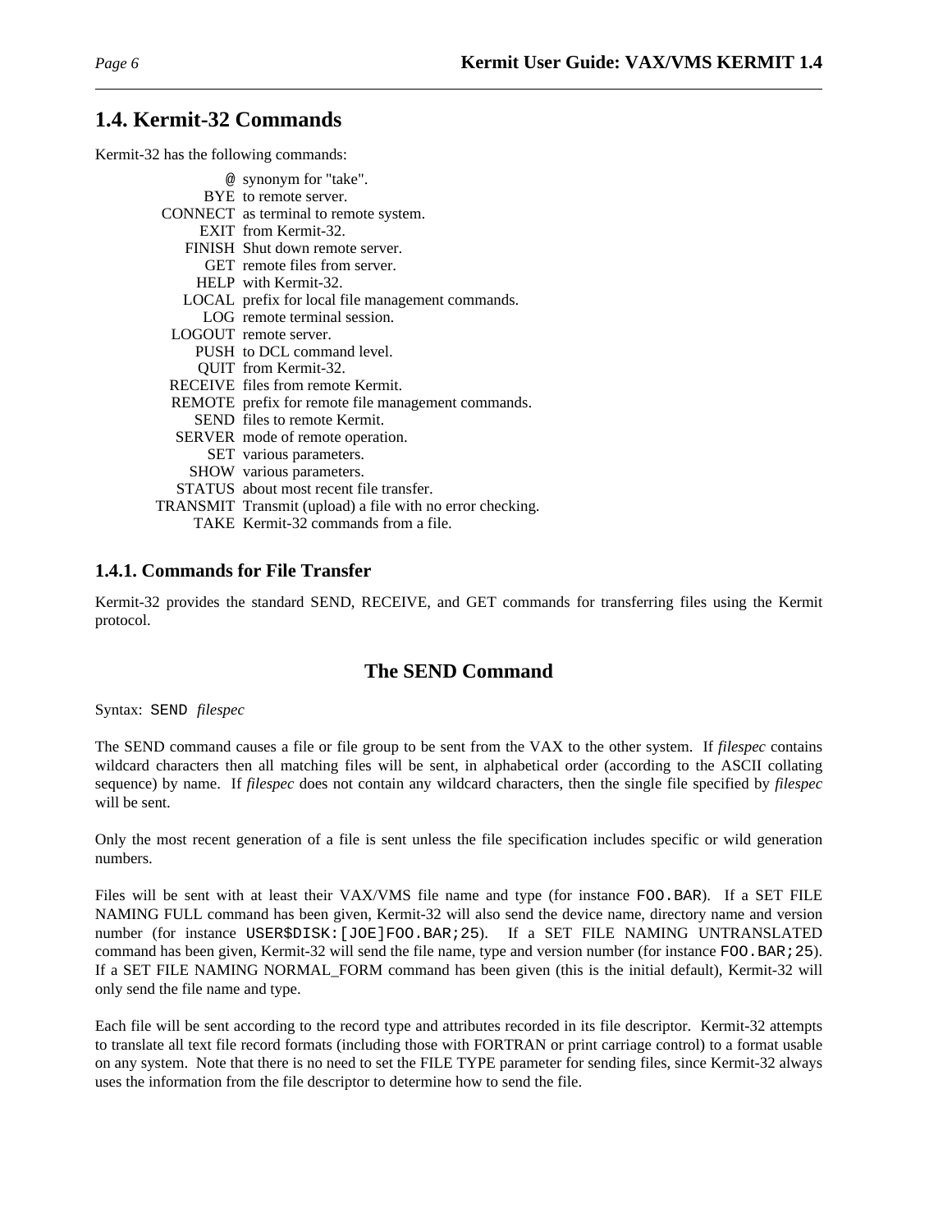## 1.4. Kermit-32 Commands

Kermit-32 has the following commands:

| Command | Description |
|---|---|
| `@` | synonym for "take". |
| BYE | to remote server. |
| CONNECT | as terminal to remote system. |
| EXIT | from Kermit-32. |
| FINISH | Shut down remote server. |
| GET | remote files from server. |
| HELP | with Kermit-32. |
| LOCAL | prefix for local file management commands. |
| LOG | remote terminal session. |
| LOGOUT | remote server. |
| PUSH | to DCL command level. |
| QUIT | from Kermit-32. |
| RECEIVE | files from remote Kermit. |
| REMOTE | prefix for remote file management commands. |
| SEND | files to remote Kermit. |
| SERVER | mode of remote operation. |
| SET | various parameters. |
| SHOW | various parameters. |
| STATUS | about most recent file transfer. |
| TRANSMIT | Transmit (upload) a file with no error checking. |
| TAKE | Kermit-32 commands from a file. |

### 1.4.1. Commands for File Transfer

Kermit-32 provides the standard SEND, RECEIVE, and GET commands for transferring files using the Kermit protocol.

## The SEND Command

Syntax: `SEND` *filespec*

The SEND command causes a file or file group to be sent from the VAX to the other system. If *filespec* contains wildcard characters then all matching files will be sent, in alphabetical order (according to the ASCII collating sequence) by name. If *filespec* does not contain any wildcard characters, then the single file specified by *filespec* will be sent.

Only the most recent generation of a file is sent unless the file specification includes specific or wild generation numbers.

Files will be sent with at least their VAX/VMS file name and type (for instance `FOO.BAR`). If a SET FILE NAMING FULL command has been given, Kermit-32 will also send the device name, directory name and version number (for instance `USER$DISK:[JOE]FOO.BAR;25`). If a SET FILE NAMING UNTRANSLATED command has been given, Kermit-32 will send the file name, type and version number (for instance `FOO.BAR;25`). If a SET FILE NAMING NORMAL_FORM command has been given (this is the initial default), Kermit-32 will only send the file name and type.

Each file will be sent according to the record type and attributes recorded in its file descriptor. Kermit-32 attempts to translate all text file record formats (including those with FORTRAN or print carriage control) to a format usable on any system. Note that there is no need to set the FILE TYPE parameter for sending files, since Kermit-32 always uses the information from the file descriptor to determine how to send the file.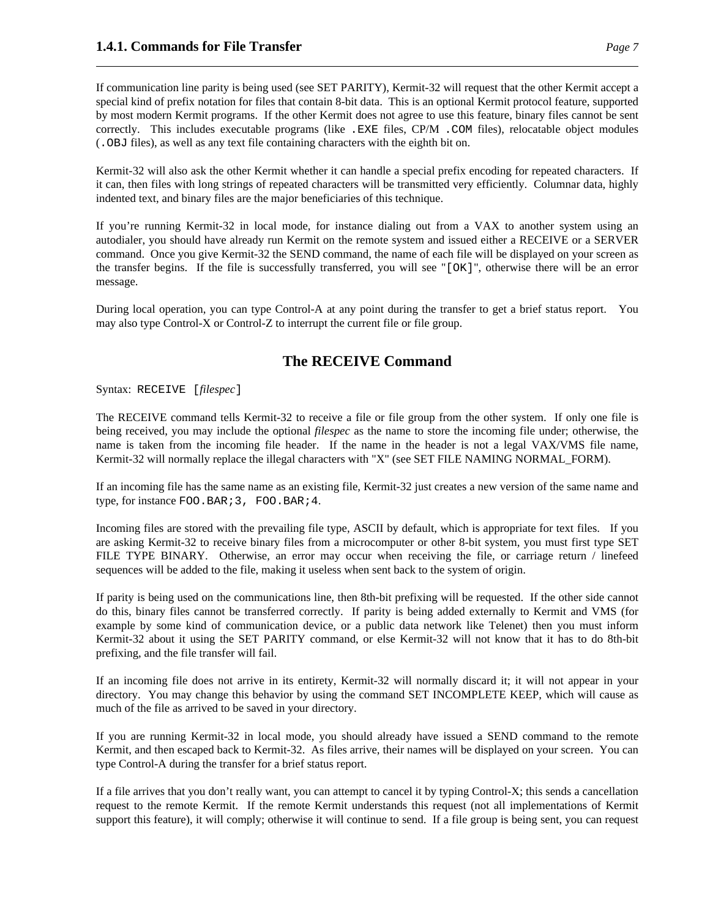If communication line parity is being used (see SET PARITY), Kermit-32 will request that the other Kermit accept a special kind of prefix notation for files that contain 8-bit data. This is an optional Kermit protocol feature, supported by most modern Kermit programs. If the other Kermit does not agree to use this feature, binary files cannot be sent correctly. This includes executable programs (like `.EXE` files, CP/M `.COM` files), relocatable object modules (`.OBJ` files), as well as any text file containing characters with the eighth bit on.

Kermit-32 will also ask the other Kermit whether it can handle a special prefix encoding for repeated characters. If it can, then files with long strings of repeated characters will be transmitted very efficiently. Columnar data, highly indented text, and binary files are the major beneficiaries of this technique.

If you're running Kermit-32 in local mode, for instance dialing out from a VAX to another system using an autodialer, you should have already run Kermit on the remote system and issued either a RECEIVE or a SERVER command. Once you give Kermit-32 the SEND command, the name of each file will be displayed on your screen as the transfer begins. If the file is successfully transferred, you will see "`[OK]`", otherwise there will be an error message.

During local operation, you can type Control-A at any point during the transfer to get a brief status report. You may also type Control-X or Control-Z to interrupt the current file or file group.

## The RECEIVE Command

Syntax: `RECEIVE [`*filespec*`]`

The RECEIVE command tells Kermit-32 to receive a file or file group from the other system. If only one file is being received, you may include the optional *filespec* as the name to store the incoming file under; otherwise, the name is taken from the incoming file header. If the name in the header is not a legal VAX/VMS file name, Kermit-32 will normally replace the illegal characters with "X" (see SET FILE NAMING NORMAL_FORM).

If an incoming file has the same name as an existing file, Kermit-32 just creates a new version of the same name and type, for instance `FOO.BAR;3, FOO.BAR;4`.

Incoming files are stored with the prevailing file type, ASCII by default, which is appropriate for text files. If you are asking Kermit-32 to receive binary files from a microcomputer or other 8-bit system, you must first type SET FILE TYPE BINARY. Otherwise, an error may occur when receiving the file, or carriage return / linefeed sequences will be added to the file, making it useless when sent back to the system of origin.

If parity is being used on the communications line, then 8th-bit prefixing will be requested. If the other side cannot do this, binary files cannot be transferred correctly. If parity is being added externally to Kermit and VMS (for example by some kind of communication device, or a public data network like Telenet) then you must inform Kermit-32 about it using the SET PARITY command, or else Kermit-32 will not know that it has to do 8th-bit prefixing, and the file transfer will fail.

If an incoming file does not arrive in its entirety, Kermit-32 will normally discard it; it will not appear in your directory. You may change this behavior by using the command SET INCOMPLETE KEEP, which will cause as much of the file as arrived to be saved in your directory.

If you are running Kermit-32 in local mode, you should already have issued a SEND command to the remote Kermit, and then escaped back to Kermit-32. As files arrive, their names will be displayed on your screen. You can type Control-A during the transfer for a brief status report.

If a file arrives that you don't really want, you can attempt to cancel it by typing Control-X; this sends a cancellation request to the remote Kermit. If the remote Kermit understands this request (not all implementations of Kermit support this feature), it will comply; otherwise it will continue to send. If a file group is being sent, you can request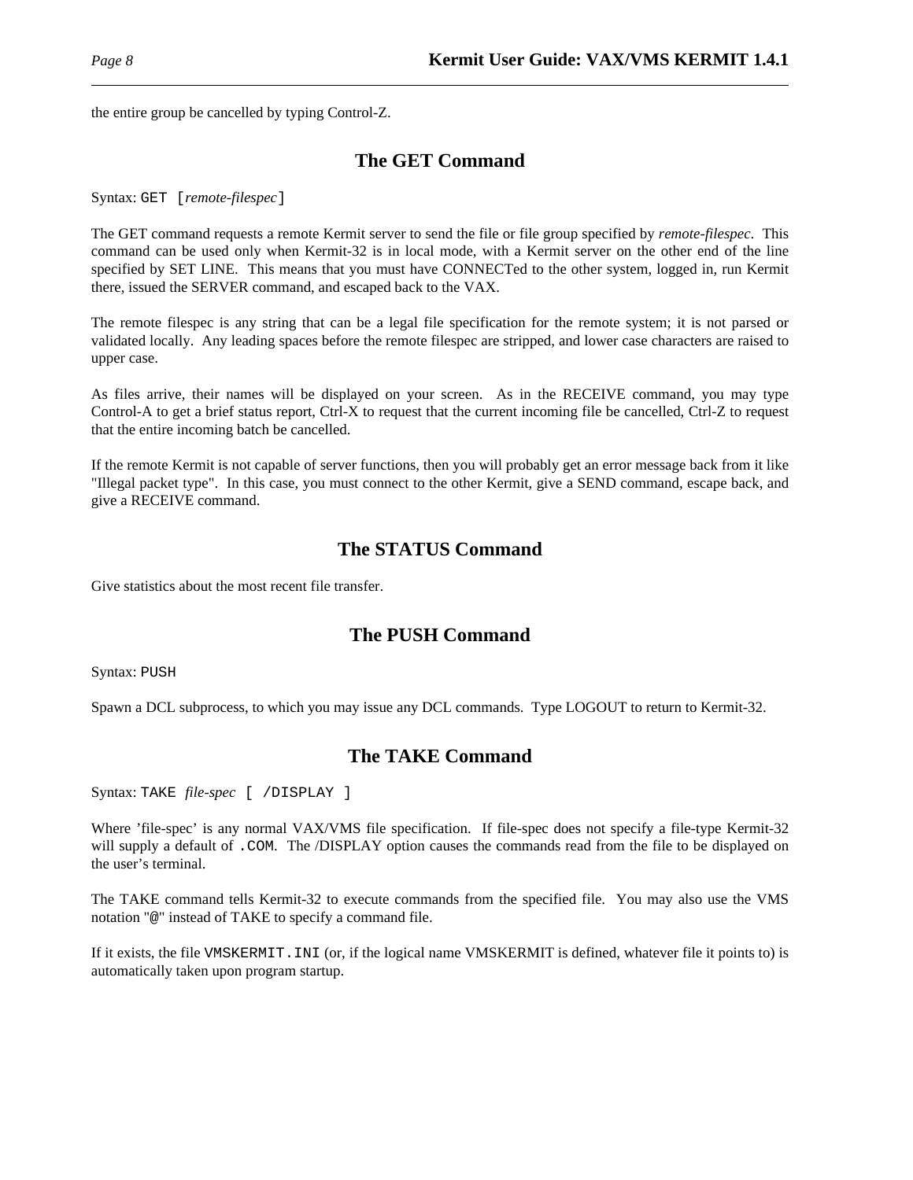the entire group be cancelled by typing Control-Z.

## The GET Command

Syntax: `GET [`*remote-filespec*`]`

The GET command requests a remote Kermit server to send the file or file group specified by *remote-filespec*. This command can be used only when Kermit-32 is in local mode, with a Kermit server on the other end of the line specified by SET LINE. This means that you must have CONNECTed to the other system, logged in, run Kermit there, issued the SERVER command, and escaped back to the VAX.

The remote filespec is any string that can be a legal file specification for the remote system; it is not parsed or validated locally. Any leading spaces before the remote filespec are stripped, and lower case characters are raised to upper case.

As files arrive, their names will be displayed on your screen. As in the RECEIVE command, you may type Control-A to get a brief status report, Ctrl-X to request that the current incoming file be cancelled, Ctrl-Z to request that the entire incoming batch be cancelled.

If the remote Kermit is not capable of server functions, then you will probably get an error message back from it like "Illegal packet type". In this case, you must connect to the other Kermit, give a SEND command, escape back, and give a RECEIVE command.

## The STATUS Command

Give statistics about the most recent file transfer.

## The PUSH Command

Syntax: `PUSH`

Spawn a DCL subprocess, to which you may issue any DCL commands. Type LOGOUT to return to Kermit-32.

## The TAKE Command

Syntax: `TAKE` *file-spec* `[ /DISPLAY ]`

Where 'file-spec' is any normal VAX/VMS file specification. If file-spec does not specify a file-type Kermit-32 will supply a default of `.COM`. The /DISPLAY option causes the commands read from the file to be displayed on the user's terminal.

The TAKE command tells Kermit-32 to execute commands from the specified file. You may also use the VMS notation "`@`" instead of TAKE to specify a command file.

If it exists, the file `VMSKERMIT.INI` (or, if the logical name VMSKERMIT is defined, whatever file it points to) is automatically taken upon program startup.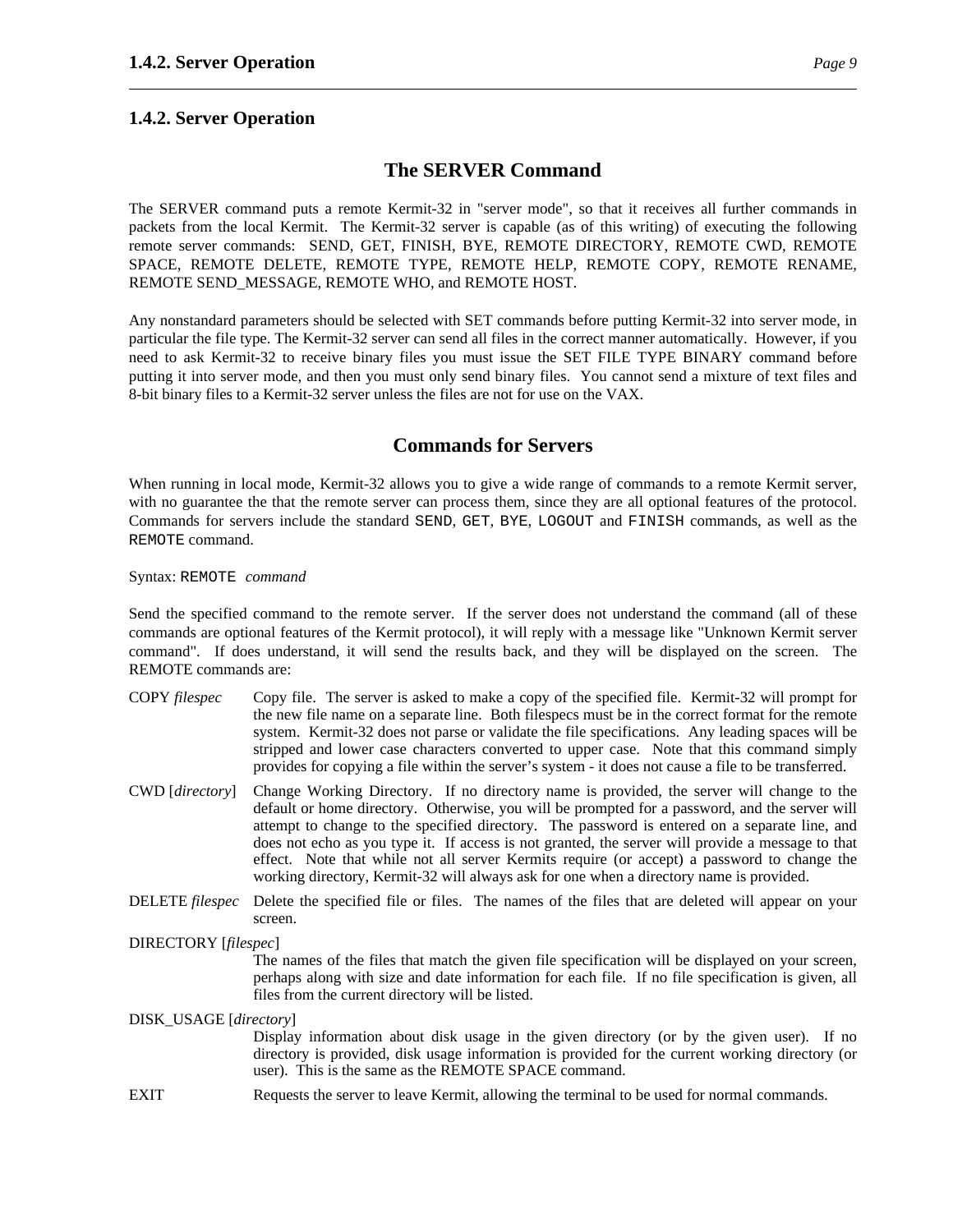### 1.4.2. Server Operation

## The SERVER Command

The SERVER command puts a remote Kermit-32 in "server mode", so that it receives all further commands in packets from the local Kermit. The Kermit-32 server is capable (as of this writing) of executing the following remote server commands: SEND, GET, FINISH, BYE, REMOTE DIRECTORY, REMOTE CWD, REMOTE SPACE, REMOTE DELETE, REMOTE TYPE, REMOTE HELP, REMOTE COPY, REMOTE RENAME, REMOTE SEND_MESSAGE, REMOTE WHO, and REMOTE HOST.

Any nonstandard parameters should be selected with SET commands before putting Kermit-32 into server mode, in particular the file type. The Kermit-32 server can send all files in the correct manner automatically. However, if you need to ask Kermit-32 to receive binary files you must issue the SET FILE TYPE BINARY command before putting it into server mode, and then you must only send binary files. You cannot send a mixture of text files and 8-bit binary files to a Kermit-32 server unless the files are not for use on the VAX.

## Commands for Servers

When running in local mode, Kermit-32 allows you to give a wide range of commands to a remote Kermit server, with no guarantee the that the remote server can process them, since they are all optional features of the protocol. Commands for servers include the standard `SEND`, `GET`, `BYE`, `LOGOUT` and `FINISH` commands, as well as the `REMOTE` command.

Syntax: `REMOTE` *command*

Send the specified command to the remote server. If the server does not understand the command (all of these commands are optional features of the Kermit protocol), it will reply with a message like "Unknown Kermit server command". If does understand, it will send the results back, and they will be displayed on the screen. The REMOTE commands are:

COPY *filespec*
: Copy file. The server is asked to make a copy of the specified file. Kermit-32 will prompt for the new file name on a separate line. Both filespecs must be in the correct format for the remote system. Kermit-32 does not parse or validate the file specifications. Any leading spaces will be stripped and lower case characters converted to upper case. Note that this command simply provides for copying a file within the server's system - it does not cause a file to be transferred.

CWD [*directory*]
: Change Working Directory. If no directory name is provided, the server will change to the default or home directory. Otherwise, you will be prompted for a password, and the server will attempt to change to the specified directory. The password is entered on a separate line, and does not echo as you type it. If access is not granted, the server will provide a message to that effect. Note that while not all server Kermits require (or accept) a password to change the working directory, Kermit-32 will always ask for one when a directory name is provided.

DELETE *filespec*
: Delete the specified file or files. The names of the files that are deleted will appear on your screen.

DIRECTORY [*filespec*]
: The names of the files that match the given file specification will be displayed on your screen, perhaps along with size and date information for each file. If no file specification is given, all files from the current directory will be listed.

DISK_USAGE [*directory*]
: Display information about disk usage in the given directory (or by the given user). If no directory is provided, disk usage information is provided for the current working directory (or user). This is the same as the REMOTE SPACE command.

EXIT
: Requests the server to leave Kermit, allowing the terminal to be used for normal commands.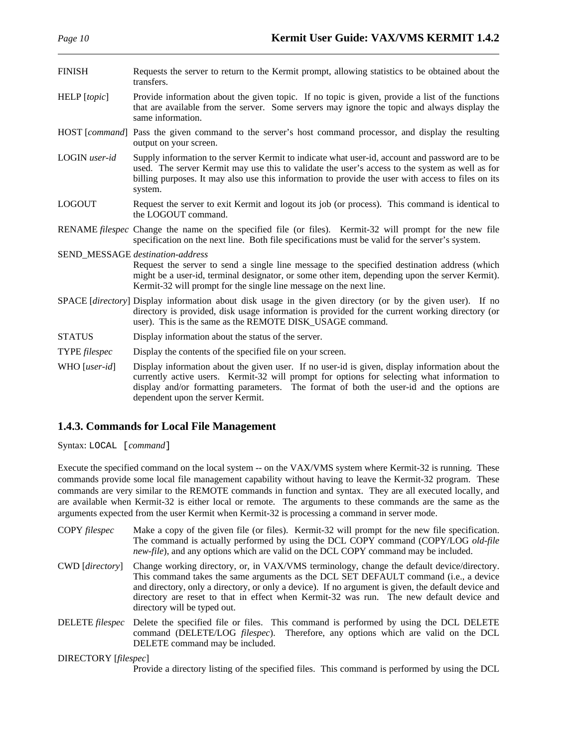FINISH Requests the server to return to the Kermit prompt, allowing statistics to be obtained about the transfers.

HELP [*topic*] Provide information about the given topic. If no topic is given, provide a list of the functions that are available from the server. Some servers may ignore the topic and always display the same information.

HOST [*command*] Pass the given command to the server's host command processor, and display the resulting output on your screen.

LOGIN *user-id* Supply information to the server Kermit to indicate what user-id, account and password are to be used. The server Kermit may use this to validate the user's access to the system as well as for billing purposes. It may also use this information to provide the user with access to files on its system.

LOGOUT Request the server to exit Kermit and logout its job (or process). This command is identical to the LOGOUT command.

RENAME *filespec* Change the name on the specified file (or files). Kermit-32 will prompt for the new file specification on the next line. Both file specifications must be valid for the server's system.

SEND_MESSAGE *destination-address*
Request the server to send a single line message to the specified destination address (which might be a user-id, terminal designator, or some other item, depending upon the server Kermit). Kermit-32 will prompt for the single line message on the next line.

SPACE [*directory*] Display information about disk usage in the given directory (or by the given user). If no directory is provided, disk usage information is provided for the current working directory (or user). This is the same as the REMOTE DISK_USAGE command.

STATUS Display information about the status of the server.

TYPE *filespec* Display the contents of the specified file on your screen.

WHO [*user-id*] Display information about the given user. If no user-id is given, display information about the currently active users. Kermit-32 will prompt for options for selecting what information to display and/or formatting parameters. The format of both the user-id and the options are dependent upon the server Kermit.

### 1.4.3. Commands for Local File Management

Syntax: `LOCAL [`*command*`]`

Execute the specified command on the local system -- on the VAX/VMS system where Kermit-32 is running. These commands provide some local file management capability without having to leave the Kermit-32 program. These commands are very similar to the REMOTE commands in function and syntax. They are all executed locally, and are available when Kermit-32 is either local or remote. The arguments to these commands are the same as the arguments expected from the user Kermit when Kermit-32 is processing a command in server mode.

COPY *filespec* Make a copy of the given file (or files). Kermit-32 will prompt for the new file specification. The command is actually performed by using the DCL COPY command (COPY/LOG *old-file new-file*), and any options which are valid on the DCL COPY command may be included.

CWD [*directory*] Change working directory, or, in VAX/VMS terminology, change the default device/directory. This command takes the same arguments as the DCL SET DEFAULT command (i.e., a device and directory, only a directory, or only a device). If no argument is given, the default device and directory are reset to that in effect when Kermit-32 was run. The new default device and directory will be typed out.

DELETE *filespec* Delete the specified file or files. This command is performed by using the DCL DELETE command (DELETE/LOG *filespec*). Therefore, any options which are valid on the DCL DELETE command may be included.

DIRECTORY [*filespec*]
Provide a directory listing of the specified files. This command is performed by using the DCL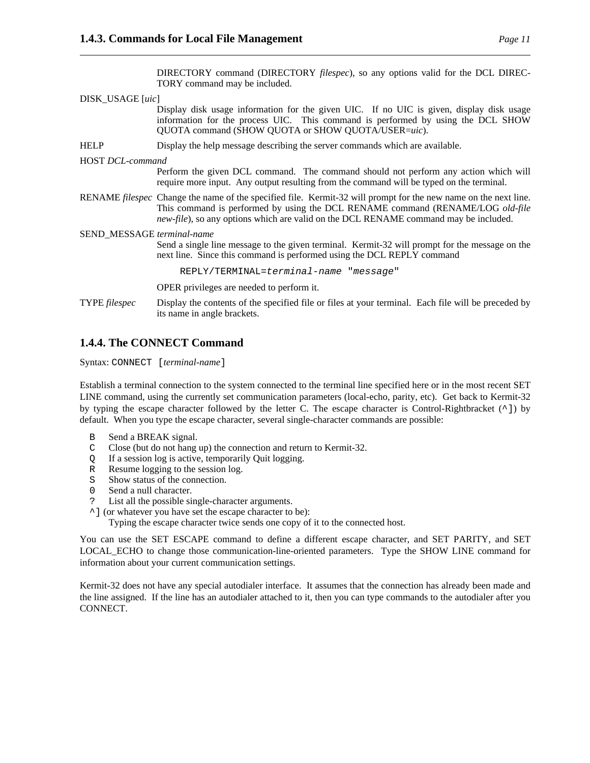DIRECTORY command (DIRECTORY *filespec*), so any options valid for the DCL DIRECTORY command may be included.

DISK_USAGE [*uic*]
: Display disk usage information for the given UIC. If no UIC is given, display disk usage information for the process UIC. This command is performed by using the DCL SHOW QUOTA command (SHOW QUOTA or SHOW QUOTA/USER=*uic*).

HELP
: Display the help message describing the server commands which are available.

HOST *DCL-command*
: Perform the given DCL command. The command should not perform any action which will require more input. Any output resulting from the command will be typed on the terminal.

RENAME *filespec*
: Change the name of the specified file. Kermit-32 will prompt for the new name on the next line. This command is performed by using the DCL RENAME command (RENAME/LOG *old-file new-file*), so any options which are valid on the DCL RENAME command may be included.

SEND_MESSAGE *terminal-name*
: Send a single line message to the given terminal. Kermit-32 will prompt for the message on the next line. Since this command is performed using the DCL REPLY command

```
REPLY/TERMINAL=terminal-name "message"
```

OPER privileges are needed to perform it.

TYPE *filespec*
: Display the contents of the specified file or files at your terminal. Each file will be preceded by its name in angle brackets.

### 1.4.4. The CONNECT Command

Syntax: `CONNECT [`*terminal-name*`]`

Establish a terminal connection to the system connected to the terminal line specified here or in the most recent SET LINE command, using the currently set communication parameters (local-echo, parity, etc). Get back to Kermit-32 by typing the escape character followed by the letter C. The escape character is Control-Rightbracket (`^]`) by default. When you type the escape character, several single-character commands are possible:

- `B` Send a BREAK signal.
- `C` Close (but do not hang up) the connection and return to Kermit-32.
- `Q` If a session log is active, temporarily Quit logging.
- `R` Resume logging to the session log.
- `S` Show status of the connection.
- `0` Send a null character.
- `?` List all the possible single-character arguments.
- `^]` (or whatever you have set the escape character to be):
  Typing the escape character twice sends one copy of it to the connected host.

You can use the SET ESCAPE command to define a different escape character, and SET PARITY, and SET LOCAL_ECHO to change those communication-line-oriented parameters. Type the SHOW LINE command for information about your current communication settings.

Kermit-32 does not have any special autodialer interface. It assumes that the connection has already been made and the line assigned. If the line has an autodialer attached to it, then you can type commands to the autodialer after you CONNECT.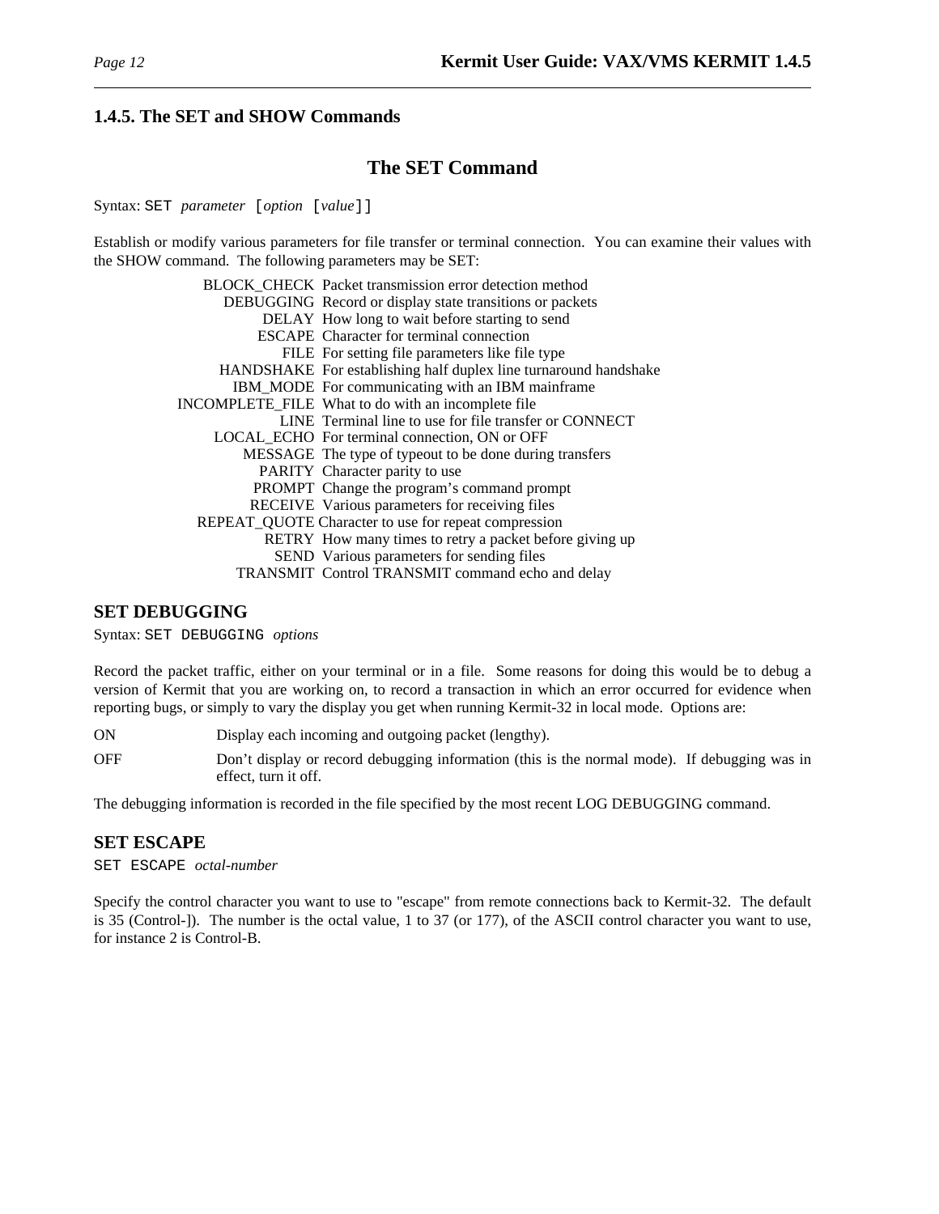## 1.4.5. The SET and SHOW Commands

### The SET Command

Syntax: `SET` *parameter* `[`*option* `[`*value*`]]`

Establish or modify various parameters for file transfer or terminal connection. You can examine their values with the SHOW command. The following parameters may be SET:

| | |
|---|---|
| BLOCK_CHECK | Packet transmission error detection method |
| DEBUGGING | Record or display state transitions or packets |
| DELAY | How long to wait before starting to send |
| ESCAPE | Character for terminal connection |
| FILE | For setting file parameters like file type |
| HANDSHAKE | For establishing half duplex line turnaround handshake |
| IBM_MODE | For communicating with an IBM mainframe |
| INCOMPLETE_FILE | What to do with an incomplete file |
| LINE | Terminal line to use for file transfer or CONNECT |
| LOCAL_ECHO | For terminal connection, ON or OFF |
| MESSAGE | The type of typeout to be done during transfers |
| PARITY | Character parity to use |
| PROMPT | Change the program's command prompt |
| RECEIVE | Various parameters for receiving files |
| REPEAT_QUOTE | Character to use for repeat compression |
| RETRY | How many times to retry a packet before giving up |
| SEND | Various parameters for sending files |
| TRANSMIT | Control TRANSMIT command echo and delay |

### SET DEBUGGING

Syntax: `SET DEBUGGING` *options*

Record the packet traffic, either on your terminal or in a file. Some reasons for doing this would be to debug a version of Kermit that you are working on, to record a transaction in which an error occurred for evidence when reporting bugs, or simply to vary the display you get when running Kermit-32 in local mode. Options are:

ON Display each incoming and outgoing packet (lengthy).

OFF Don't display or record debugging information (this is the normal mode). If debugging was in effect, turn it off.

The debugging information is recorded in the file specified by the most recent LOG DEBUGGING command.

### SET ESCAPE

`SET ESCAPE` *octal-number*

Specify the control character you want to use to "escape" from remote connections back to Kermit-32. The default is 35 (Control-]). The number is the octal value, 1 to 37 (or 177), of the ASCII control character you want to use, for instance 2 is Control-B.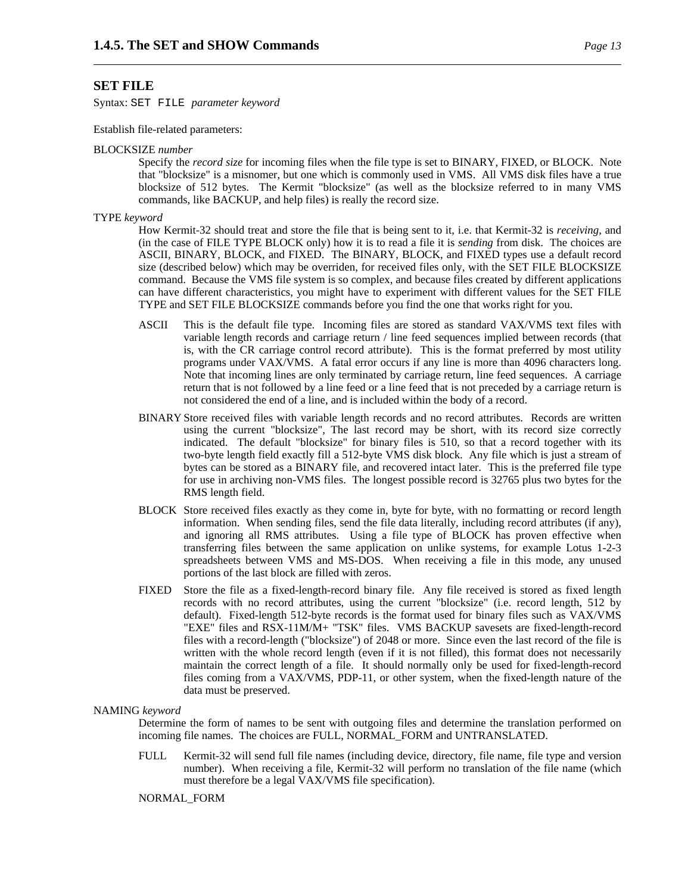## SET FILE

Syntax: `SET FILE` *parameter keyword*

Establish file-related parameters:

BLOCKSIZE *number*

Specify the *record size* for incoming files when the file type is set to BINARY, FIXED, or BLOCK. Note that "blocksize" is a misnomer, but one which is commonly used in VMS. All VMS disk files have a true blocksize of 512 bytes. The Kermit "blocksize" (as well as the blocksize referred to in many VMS commands, like BACKUP, and help files) is really the record size.

TYPE *keyword*

How Kermit-32 should treat and store the file that is being sent to it, i.e. that Kermit-32 is *receiving*, and (in the case of FILE TYPE BLOCK only) how it is to read a file it is *sending* from disk. The choices are ASCII, BINARY, BLOCK, and FIXED. The BINARY, BLOCK, and FIXED types use a default record size (described below) which may be overriden, for received files only, with the SET FILE BLOCKSIZE command. Because the VMS file system is so complex, and because files created by different applications can have different characteristics, you might have to experiment with different values for the SET FILE TYPE and SET FILE BLOCKSIZE commands before you find the one that works right for you.

ASCII — This is the default file type. Incoming files are stored as standard VAX/VMS text files with variable length records and carriage return / line feed sequences implied between records (that is, with the CR carriage control record attribute). This is the format preferred by most utility programs under VAX/VMS. A fatal error occurs if any line is more than 4096 characters long. Note that incoming lines are only terminated by carriage return, line feed sequences. A carriage return that is not followed by a line feed or a line feed that is not preceded by a carriage return is not considered the end of a line, and is included within the body of a record.

BINARY — Store received files with variable length records and no record attributes. Records are written using the current "blocksize", The last record may be short, with its record size correctly indicated. The default "blocksize" for binary files is 510, so that a record together with its two-byte length field exactly fill a 512-byte VMS disk block. Any file which is just a stream of bytes can be stored as a BINARY file, and recovered intact later. This is the preferred file type for use in archiving non-VMS files. The longest possible record is 32765 plus two bytes for the RMS length field.

BLOCK — Store received files exactly as they come in, byte for byte, with no formatting or record length information. When sending files, send the file data literally, including record attributes (if any), and ignoring all RMS attributes. Using a file type of BLOCK has proven effective when transferring files between the same application on unlike systems, for example Lotus 1-2-3 spreadsheets between VMS and MS-DOS. When receiving a file in this mode, any unused portions of the last block are filled with zeros.

FIXED — Store the file as a fixed-length-record binary file. Any file received is stored as fixed length records with no record attributes, using the current "blocksize" (i.e. record length, 512 by default). Fixed-length 512-byte records is the format used for binary files such as VAX/VMS "EXE" files and RSX-11M/M+ "TSK" files. VMS BACKUP savesets are fixed-length-record files with a record-length ("blocksize") of 2048 or more. Since even the last record of the file is written with the whole record length (even if it is not filled), this format does not necessarily maintain the correct length of a file. It should normally only be used for fixed-length-record files coming from a VAX/VMS, PDP-11, or other system, when the fixed-length nature of the data must be preserved.

NAMING *keyword*

Determine the form of names to be sent with outgoing files and determine the translation performed on incoming file names. The choices are FULL, NORMAL_FORM and UNTRANSLATED.

FULL — Kermit-32 will send full file names (including device, directory, file name, file type and version number). When receiving a file, Kermit-32 will perform no translation of the file name (which must therefore be a legal VAX/VMS file specification).

NORMAL_FORM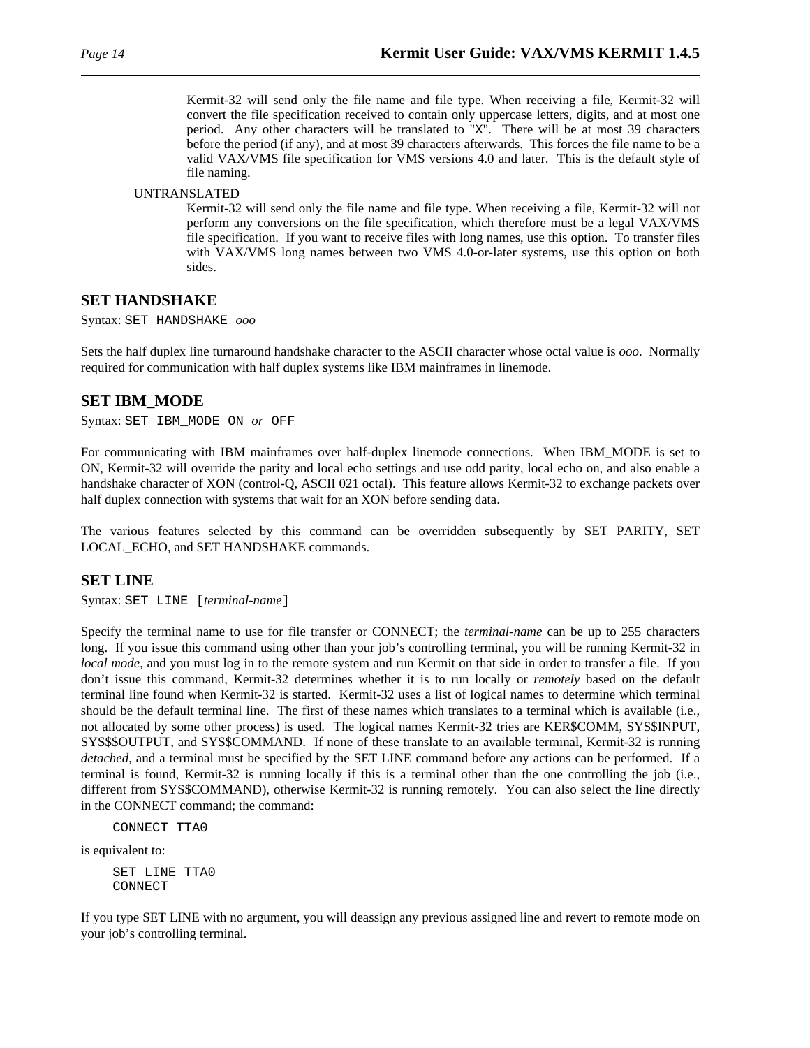Kermit-32 will send only the file name and file type. When receiving a file, Kermit-32 will convert the file specification received to contain only uppercase letters, digits, and at most one period. Any other characters will be translated to "X". There will be at most 39 characters before the period (if any), and at most 39 characters afterwards. This forces the file name to be a valid VAX/VMS file specification for VMS versions 4.0 and later. This is the default style of file naming.

UNTRANSLATED

Kermit-32 will send only the file name and file type. When receiving a file, Kermit-32 will not perform any conversions on the file specification, which therefore must be a legal VAX/VMS file specification. If you want to receive files with long names, use this option. To transfer files with VAX/VMS long names between two VMS 4.0-or-later systems, use this option on both sides.

## SET HANDSHAKE

Syntax: `SET HANDSHAKE` *ooo*

Sets the half duplex line turnaround handshake character to the ASCII character whose octal value is *ooo*. Normally required for communication with half duplex systems like IBM mainframes in linemode.

## SET IBM_MODE

Syntax: `SET IBM_MODE ON` *or* `OFF`

For communicating with IBM mainframes over half-duplex linemode connections. When IBM_MODE is set to ON, Kermit-32 will override the parity and local echo settings and use odd parity, local echo on, and also enable a handshake character of XON (control-Q, ASCII 021 octal). This feature allows Kermit-32 to exchange packets over half duplex connection with systems that wait for an XON before sending data.

The various features selected by this command can be overridden subsequently by SET PARITY, SET LOCAL_ECHO, and SET HANDSHAKE commands.

## SET LINE

Syntax: `SET LINE [`*terminal-name*`]`

Specify the terminal name to use for file transfer or CONNECT; the *terminal-name* can be up to 255 characters long. If you issue this command using other than your job's controlling terminal, you will be running Kermit-32 in *local mode*, and you must log in to the remote system and run Kermit on that side in order to transfer a file. If you don't issue this command, Kermit-32 determines whether it is to run locally or *remotely* based on the default terminal line found when Kermit-32 is started. Kermit-32 uses a list of logical names to determine which terminal should be the default terminal line. The first of these names which translates to a terminal which is available (i.e., not allocated by some other process) is used. The logical names Kermit-32 tries are KER$COMM, SYS$INPUT, SYS$$OUTPUT, and SYS$COMMAND. If none of these translate to an available terminal, Kermit-32 is running *detached*, and a terminal must be specified by the SET LINE command before any actions can be performed. If a terminal is found, Kermit-32 is running locally if this is a terminal other than the one controlling the job (i.e., different from SYS$COMMAND), otherwise Kermit-32 is running remotely. You can also select the line directly in the CONNECT command; the command:

```
CONNECT TTA0
```

is equivalent to:

```
SET LINE TTA0
CONNECT
```

If you type SET LINE with no argument, you will deassign any previous assigned line and revert to remote mode on your job's controlling terminal.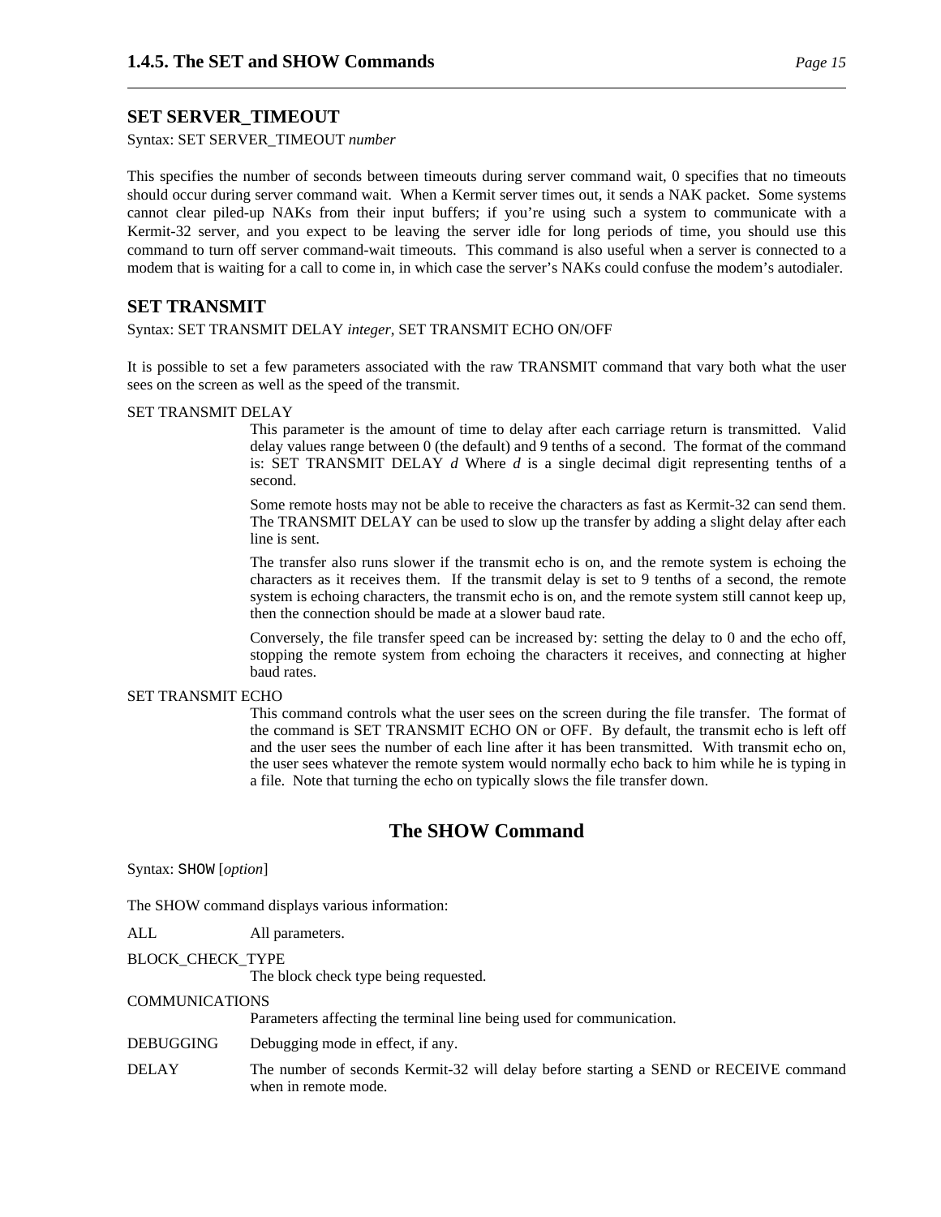### SET SERVER_TIMEOUT

Syntax: SET SERVER_TIMEOUT *number*

This specifies the number of seconds between timeouts during server command wait, 0 specifies that no timeouts should occur during server command wait. When a Kermit server times out, it sends a NAK packet. Some systems cannot clear piled-up NAKs from their input buffers; if you're using such a system to communicate with a Kermit-32 server, and you expect to be leaving the server idle for long periods of time, you should use this command to turn off server command-wait timeouts. This command is also useful when a server is connected to a modem that is waiting for a call to come in, in which case the server's NAKs could confuse the modem's autodialer.

### SET TRANSMIT

Syntax: SET TRANSMIT DELAY *integer*, SET TRANSMIT ECHO ON/OFF

It is possible to set a few parameters associated with the raw TRANSMIT command that vary both what the user sees on the screen as well as the speed of the transmit.

SET TRANSMIT DELAY

: This parameter is the amount of time to delay after each carriage return is transmitted. Valid delay values range between 0 (the default) and 9 tenths of a second. The format of the command is: SET TRANSMIT DELAY *d* Where *d* is a single decimal digit representing tenths of a second.

: Some remote hosts may not be able to receive the characters as fast as Kermit-32 can send them. The TRANSMIT DELAY can be used to slow up the transfer by adding a slight delay after each line is sent.

: The transfer also runs slower if the transmit echo is on, and the remote system is echoing the characters as it receives them. If the transmit delay is set to 9 tenths of a second, the remote system is echoing characters, the transmit echo is on, and the remote system still cannot keep up, then the connection should be made at a slower baud rate.

: Conversely, the file transfer speed can be increased by: setting the delay to 0 and the echo off, stopping the remote system from echoing the characters it receives, and connecting at higher baud rates.

SET TRANSMIT ECHO

: This command controls what the user sees on the screen during the file transfer. The format of the command is SET TRANSMIT ECHO ON or OFF. By default, the transmit echo is left off and the user sees the number of each line after it has been transmitted. With transmit echo on, the user sees whatever the remote system would normally echo back to him while he is typing in a file. Note that turning the echo on typically slows the file transfer down.

## The SHOW Command

Syntax: `SHOW` [*option*]

The SHOW command displays various information:

ALL
: All parameters.

BLOCK_CHECK_TYPE
: The block check type being requested.

COMMUNICATIONS
: Parameters affecting the terminal line being used for communication.

DEBUGGING
: Debugging mode in effect, if any.

DELAY
: The number of seconds Kermit-32 will delay before starting a SEND or RECEIVE command when in remote mode.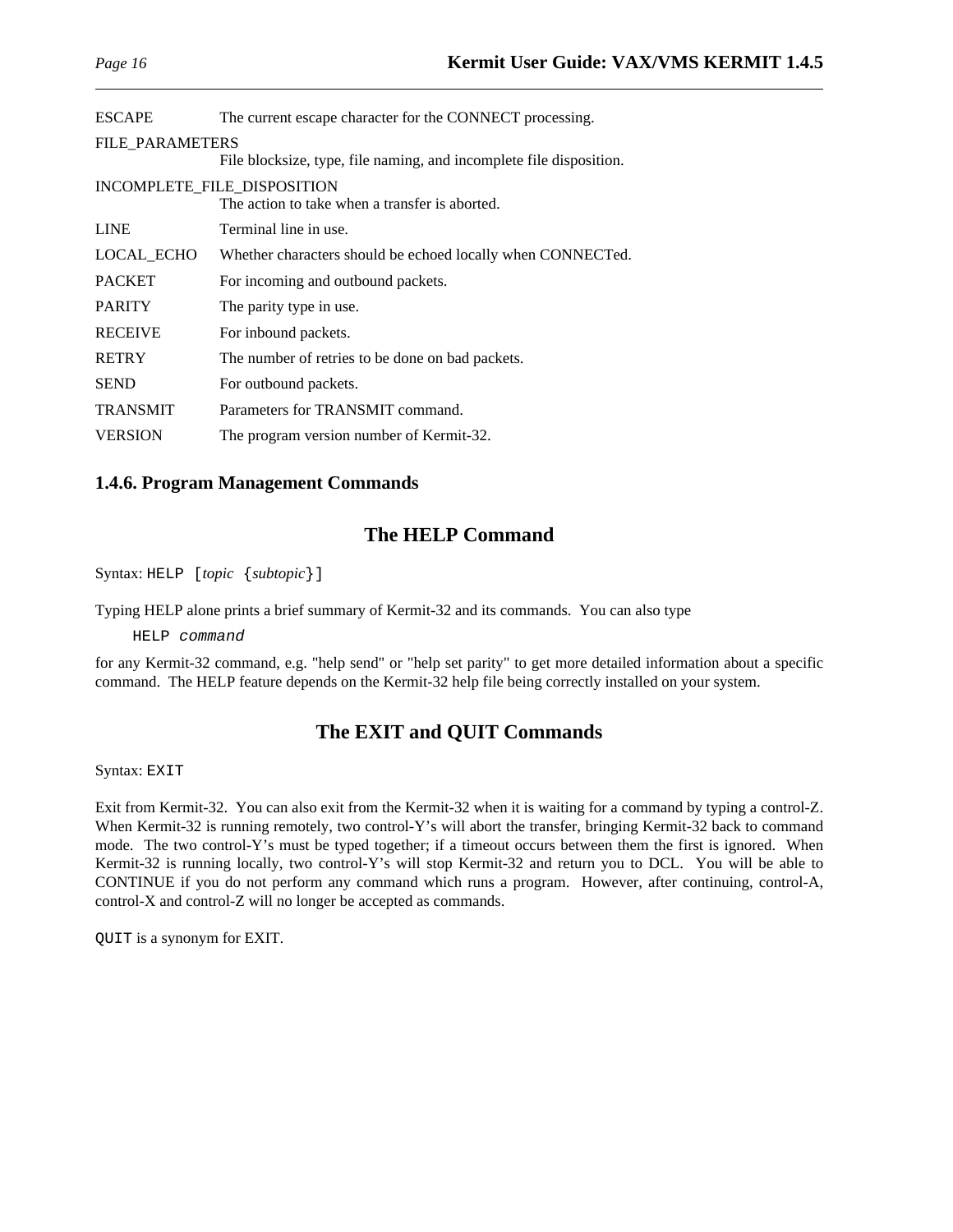| | |
|---|---|
| ESCAPE | The current escape character for the CONNECT processing. |
| FILE_PARAMETERS | File blocksize, type, file naming, and incomplete file disposition. |
| INCOMPLETE_FILE_DISPOSITION | The action to take when a transfer is aborted. |
| LINE | Terminal line in use. |
| LOCAL_ECHO | Whether characters should be echoed locally when CONNECTed. |
| PACKET | For incoming and outbound packets. |
| PARITY | The parity type in use. |
| RECEIVE | For inbound packets. |
| RETRY | The number of retries to be done on bad packets. |
| SEND | For outbound packets. |
| TRANSMIT | Parameters for TRANSMIT command. |
| VERSION | The program version number of Kermit-32. |

### 1.4.6. Program Management Commands

## The HELP Command

Syntax: `HELP [`*topic* `{`*subtopic*`}]`

Typing HELP alone prints a brief summary of Kermit-32 and its commands. You can also type

```
HELP command
```

for any Kermit-32 command, e.g. "help send" or "help set parity" to get more detailed information about a specific command. The HELP feature depends on the Kermit-32 help file being correctly installed on your system.

## The EXIT and QUIT Commands

Syntax: `EXIT`

Exit from Kermit-32. You can also exit from the Kermit-32 when it is waiting for a command by typing a control-Z. When Kermit-32 is running remotely, two control-Y's will abort the transfer, bringing Kermit-32 back to command mode. The two control-Y's must be typed together; if a timeout occurs between them the first is ignored. When Kermit-32 is running locally, two control-Y's will stop Kermit-32 and return you to DCL. You will be able to CONTINUE if you do not perform any command which runs a program. However, after continuing, control-A, control-X and control-Z will no longer be accepted as commands.

`QUIT` is a synonym for EXIT.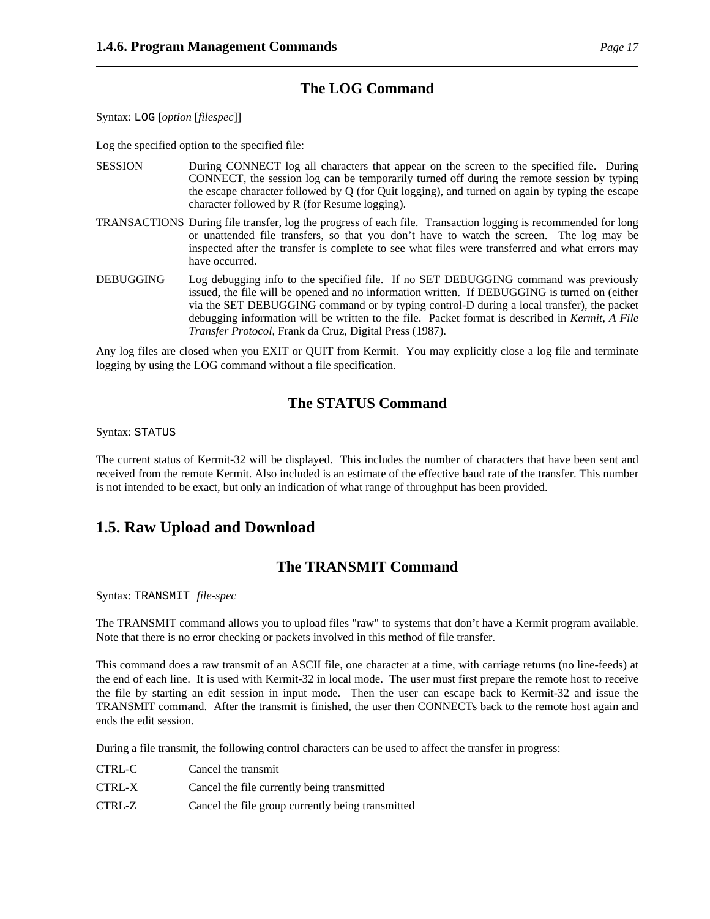## The LOG Command

Syntax: `LOG` [*option* [*filespec*]]

Log the specified option to the specified file:

SESSION — During CONNECT log all characters that appear on the screen to the specified file. During CONNECT, the session log can be temporarily turned off during the remote session by typing the escape character followed by Q (for Quit logging), and turned on again by typing the escape character followed by R (for Resume logging).

TRANSACTIONS — During file transfer, log the progress of each file. Transaction logging is recommended for long or unattended file transfers, so that you don't have to watch the screen. The log may be inspected after the transfer is complete to see what files were transferred and what errors may have occurred.

DEBUGGING — Log debugging info to the specified file. If no SET DEBUGGING command was previously issued, the file will be opened and no information written. If DEBUGGING is turned on (either via the SET DEBUGGING command or by typing control-D during a local transfer), the packet debugging information will be written to the file. Packet format is described in *Kermit, A File Transfer Protocol*, Frank da Cruz, Digital Press (1987).

Any log files are closed when you EXIT or QUIT from Kermit. You may explicitly close a log file and terminate logging by using the LOG command without a file specification.

## The STATUS Command

Syntax: `STATUS`

The current status of Kermit-32 will be displayed. This includes the number of characters that have been sent and received from the remote Kermit. Also included is an estimate of the effective baud rate of the transfer. This number is not intended to be exact, but only an indication of what range of throughput has been provided.

# 1.5. Raw Upload and Download

## The TRANSMIT Command

Syntax: `TRANSMIT` *file-spec*

The TRANSMIT command allows you to upload files "raw" to systems that don't have a Kermit program available. Note that there is no error checking or packets involved in this method of file transfer.

This command does a raw transmit of an ASCII file, one character at a time, with carriage returns (no line-feeds) at the end of each line. It is used with Kermit-32 in local mode. The user must first prepare the remote host to receive the file by starting an edit session in input mode. Then the user can escape back to Kermit-32 and issue the TRANSMIT command. After the transmit is finished, the user then CONNECTs back to the remote host again and ends the edit session.

During a file transmit, the following control characters can be used to affect the transfer in progress:

CTRL-C — Cancel the transmit

CTRL-X — Cancel the file currently being transmitted

CTRL-Z — Cancel the file group currently being transmitted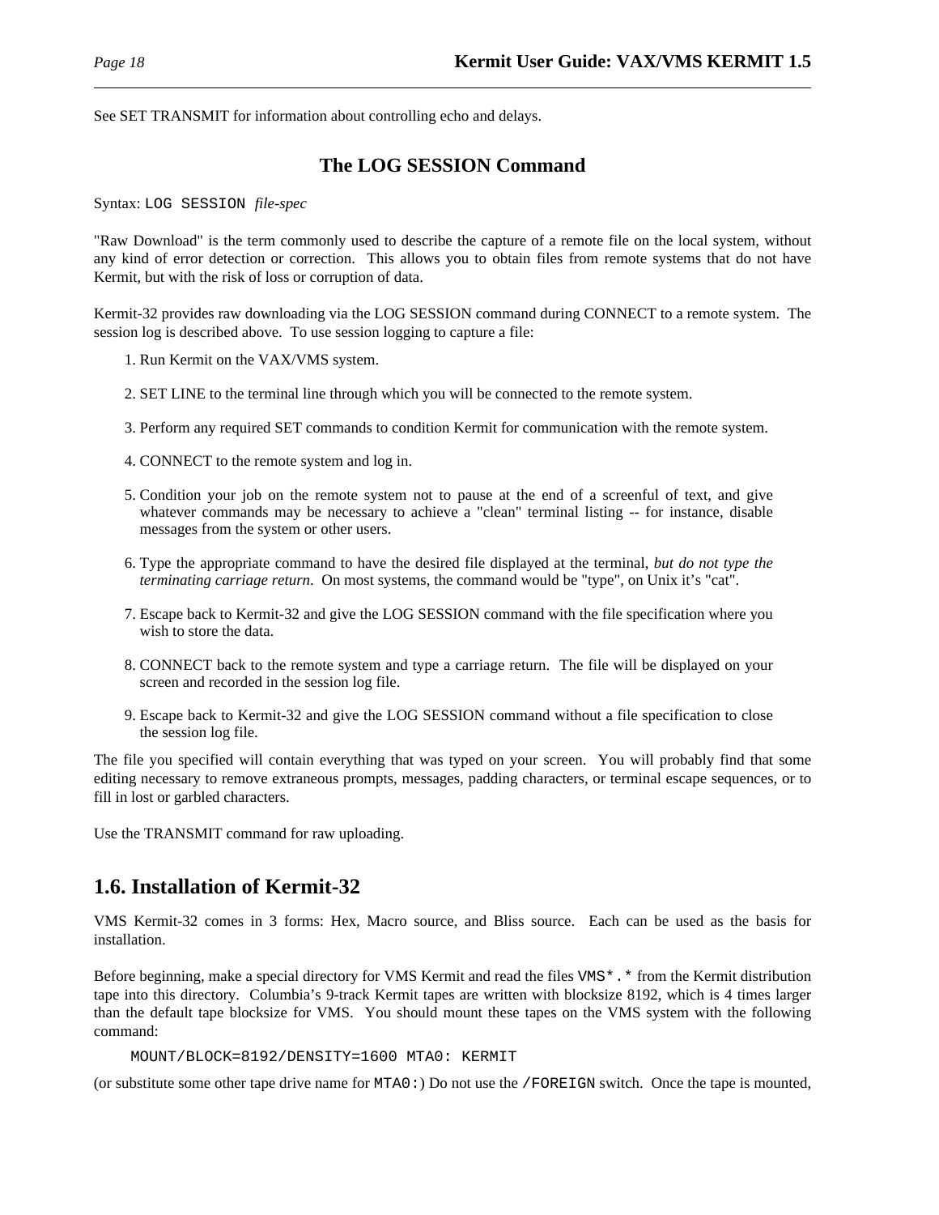See SET TRANSMIT for information about controlling echo and delays.

### The LOG SESSION Command

Syntax: `LOG SESSION` *file-spec*

"Raw Download" is the term commonly used to describe the capture of a remote file on the local system, without any kind of error detection or correction. This allows you to obtain files from remote systems that do not have Kermit, but with the risk of loss or corruption of data.

Kermit-32 provides raw downloading via the LOG SESSION command during CONNECT to a remote system. The session log is described above. To use session logging to capture a file:

1. Run Kermit on the VAX/VMS system.

2. SET LINE to the terminal line through which you will be connected to the remote system.

3. Perform any required SET commands to condition Kermit for communication with the remote system.

4. CONNECT to the remote system and log in.

5. Condition your job on the remote system not to pause at the end of a screenful of text, and give whatever commands may be necessary to achieve a "clean" terminal listing -- for instance, disable messages from the system or other users.

6. Type the appropriate command to have the desired file displayed at the terminal, *but do not type the terminating carriage return*. On most systems, the command would be "type", on Unix it's "cat".

7. Escape back to Kermit-32 and give the LOG SESSION command with the file specification where you wish to store the data.

8. CONNECT back to the remote system and type a carriage return. The file will be displayed on your screen and recorded in the session log file.

9. Escape back to Kermit-32 and give the LOG SESSION command without a file specification to close the session log file.

The file you specified will contain everything that was typed on your screen. You will probably find that some editing necessary to remove extraneous prompts, messages, padding characters, or terminal escape sequences, or to fill in lost or garbled characters.

Use the TRANSMIT command for raw uploading.

## 1.6. Installation of Kermit-32

VMS Kermit-32 comes in 3 forms: Hex, Macro source, and Bliss source. Each can be used as the basis for installation.

Before beginning, make a special directory for VMS Kermit and read the files `VMS*.*` from the Kermit distribution tape into this directory. Columbia's 9-track Kermit tapes are written with blocksize 8192, which is 4 times larger than the default tape blocksize for VMS. You should mount these tapes on the VMS system with the following command:

```
MOUNT/BLOCK=8192/DENSITY=1600 MTA0: KERMIT
```

(or substitute some other tape drive name for `MTA0:`) Do not use the `/FOREIGN` switch. Once the tape is mounted,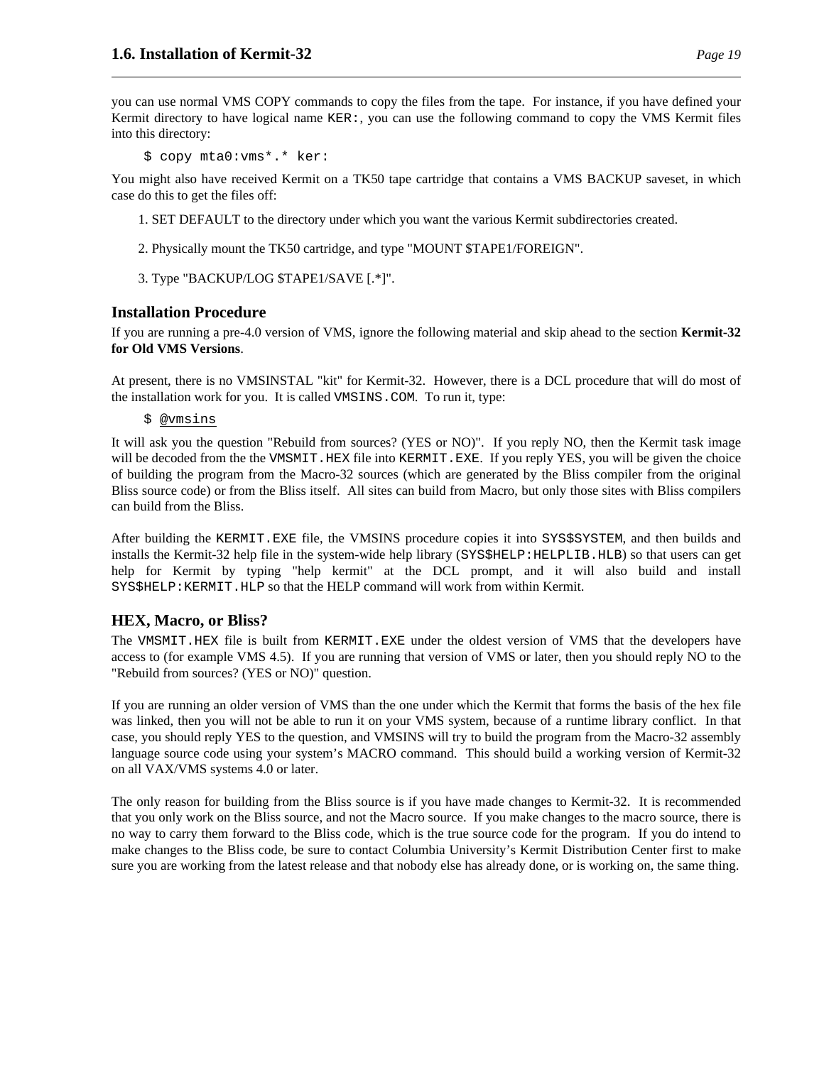you can use normal VMS COPY commands to copy the files from the tape. For instance, if you have defined your Kermit directory to have logical name `KER:`, you can use the following command to copy the VMS Kermit files into this directory:

```
$ copy mta0:vms*.* ker:
```

You might also have received Kermit on a TK50 tape cartridge that contains a VMS BACKUP saveset, in which case do this to get the files off:

1. SET DEFAULT to the directory under which you want the various Kermit subdirectories created.

2. Physically mount the TK50 cartridge, and type "MOUNT $TAPE1/FOREIGN".

3. Type "BACKUP/LOG $TAPE1/SAVE [.*]".

### Installation Procedure

If you are running a pre-4.0 version of VMS, ignore the following material and skip ahead to the section **Kermit-32 for Old VMS Versions**.

At present, there is no VMSINSTAL "kit" for Kermit-32. However, there is a DCL procedure that will do most of the installation work for you. It is called `VMSINS.COM`. To run it, type:

```
$ @vmsins
```

It will ask you the question "Rebuild from sources? (YES or NO)". If you reply NO, then the Kermit task image will be decoded from the the `VMSMIT.HEX` file into `KERMIT.EXE`. If you reply YES, you will be given the choice of building the program from the Macro-32 sources (which are generated by the Bliss compiler from the original Bliss source code) or from the Bliss itself. All sites can build from Macro, but only those sites with Bliss compilers can build from the Bliss.

After building the `KERMIT.EXE` file, the VMSINS procedure copies it into `SYS$SYSTEM`, and then builds and installs the Kermit-32 help file in the system-wide help library (`SYS$HELP:HELPLIB.HLB`) so that users can get help for Kermit by typing "help kermit" at the DCL prompt, and it will also build and install `SYS$HELP:KERMIT.HLP` so that the HELP command will work from within Kermit.

### HEX, Macro, or Bliss?

The `VMSMIT.HEX` file is built from `KERMIT.EXE` under the oldest version of VMS that the developers have access to (for example VMS 4.5). If you are running that version of VMS or later, then you should reply NO to the "Rebuild from sources? (YES or NO)" question.

If you are running an older version of VMS than the one under which the Kermit that forms the basis of the hex file was linked, then you will not be able to run it on your VMS system, because of a runtime library conflict. In that case, you should reply YES to the question, and VMSINS will try to build the program from the Macro-32 assembly language source code using your system's MACRO command. This should build a working version of Kermit-32 on all VAX/VMS systems 4.0 or later.

The only reason for building from the Bliss source is if you have made changes to Kermit-32. It is recommended that you only work on the Bliss source, and not the Macro source. If you make changes to the macro source, there is no way to carry them forward to the Bliss code, which is the true source code for the program. If you do intend to make changes to the Bliss code, be sure to contact Columbia University's Kermit Distribution Center first to make sure you are working from the latest release and that nobody else has already done, or is working on, the same thing.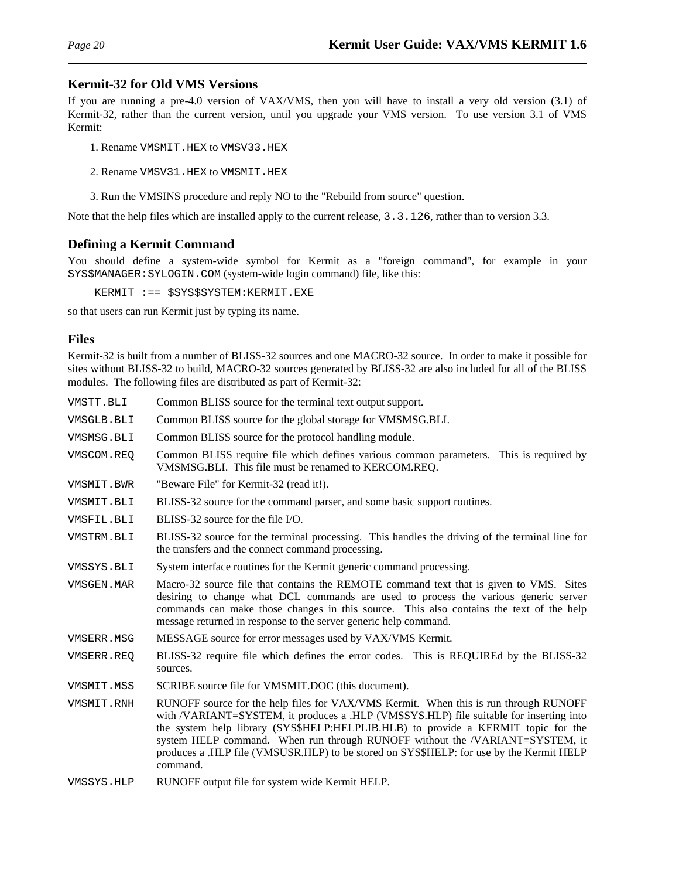## Kermit-32 for Old VMS Versions

If you are running a pre-4.0 version of VAX/VMS, then you will have to install a very old version (3.1) of Kermit-32, rather than the current version, until you upgrade your VMS version. To use version 3.1 of VMS Kermit:

1. Rename `VMSMIT.HEX` to `VMSV33.HEX`
2. Rename `VMSV31.HEX` to `VMSMIT.HEX`
3. Run the VMSINS procedure and reply NO to the "Rebuild from source" question.

Note that the help files which are installed apply to the current release, `3.3.126`, rather than to version 3.3.

## Defining a Kermit Command

You should define a system-wide symbol for Kermit as a "foreign command", for example in your `SYS$MANAGER:SYLOGIN.COM` (system-wide login command) file, like this:

```
KERMIT :== $SYS$SYSTEM:KERMIT.EXE
```

so that users can run Kermit just by typing its name.

## Files

Kermit-32 is built from a number of BLISS-32 sources and one MACRO-32 source. In order to make it possible for sites without BLISS-32 to build, MACRO-32 sources generated by BLISS-32 are also included for all of the BLISS modules. The following files are distributed as part of Kermit-32:

`VMSTT.BLI` Common BLISS source for the terminal text output support.

`VMSGLB.BLI` Common BLISS source for the global storage for VMSMSG.BLI.

`VMSMSG.BLI` Common BLISS source for the protocol handling module.

`VMSCOM.REQ` Common BLISS require file which defines various common parameters. This is required by VMSMSG.BLI. This file must be renamed to KERCOM.REQ.

`VMSMIT.BWR` "Beware File" for Kermit-32 (read it!).

`VMSMIT.BLI` BLISS-32 source for the command parser, and some basic support routines.

`VMSFIL.BLI` BLISS-32 source for the file I/O.

`VMSTRM.BLI` BLISS-32 source for the terminal processing. This handles the driving of the terminal line for the transfers and the connect command processing.

`VMSSYS.BLI` System interface routines for the Kermit generic command processing.

`VMSGEN.MAR` Macro-32 source file that contains the REMOTE command text that is given to VMS. Sites desiring to change what DCL commands are used to process the various generic server commands can make those changes in this source. This also contains the text of the help message returned in response to the server generic help command.

`VMSERR.MSG` MESSAGE source for error messages used by VAX/VMS Kermit.

`VMSERR.REQ` BLISS-32 require file which defines the error codes. This is REQUIREd by the BLISS-32 sources.

`VMSMIT.MSS` SCRIBE source file for VMSMIT.DOC (this document).

`VMSMIT.RNH` RUNOFF source for the help files for VAX/VMS Kermit. When this is run through RUNOFF with /VARIANT=SYSTEM, it produces a .HLP (VMSSYS.HLP) file suitable for inserting into the system help library (SYS$HELP:HELPLIB.HLB) to provide a KERMIT topic for the system HELP command. When run through RUNOFF without the /VARIANT=SYSTEM, it produces a .HLP file (VMSUSR.HLP) to be stored on SYS$HELP: for use by the Kermit HELP command.

`VMSSYS.HLP` RUNOFF output file for system wide Kermit HELP.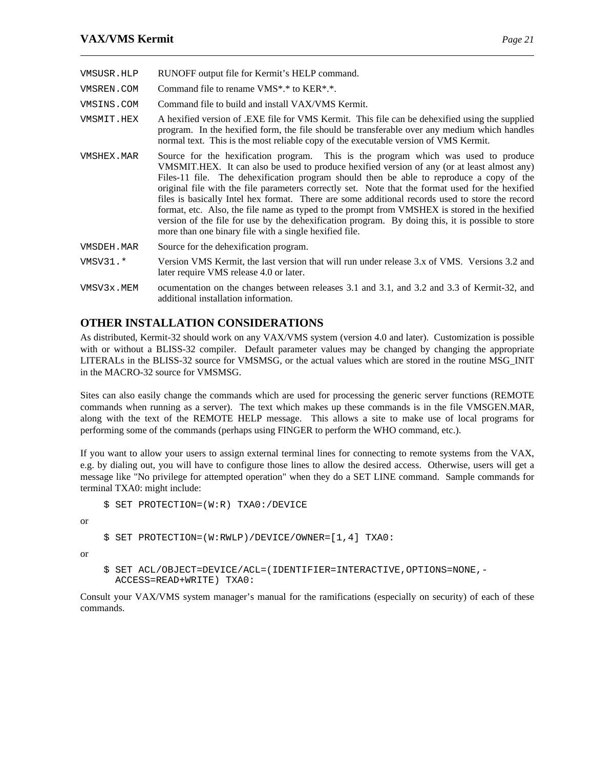VMSUSR.HLP RUNOFF output file for Kermit's HELP command.

VMSREN.COM Command file to rename VMS*.* to KER*.*.

VMSINS.COM Command file to build and install VAX/VMS Kermit.

VMSMIT.HEX A hexified version of .EXE file for VMS Kermit. This file can be dehexified using the supplied program. In the hexified form, the file should be transferable over any medium which handles normal text. This is the most reliable copy of the executable version of VMS Kermit.

VMSHEX.MAR Source for the hexification program. This is the program which was used to produce VMSMIT.HEX. It can also be used to produce hexified version of any (or at least almost any) Files-11 file. The dehexification program should then be able to reproduce a copy of the original file with the file parameters correctly set. Note that the format used for the hexified files is basically Intel hex format. There are some additional records used to store the record format, etc. Also, the file name as typed to the prompt from VMSHEX is stored in the hexified version of the file for use by the dehexification program. By doing this, it is possible to store more than one binary file with a single hexified file.

VMSDEH.MAR Source for the dehexification program.

VMSV31.* Version VMS Kermit, the last version that will run under release 3.x of VMS. Versions 3.2 and later require VMS release 4.0 or later.

VMSV3x.MEM ocumentation on the changes between releases 3.1 and 3.1, and 3.2 and 3.3 of Kermit-32, and additional installation information.

## OTHER INSTALLATION CONSIDERATIONS

As distributed, Kermit-32 should work on any VAX/VMS system (version 4.0 and later). Customization is possible with or without a BLISS-32 compiler. Default parameter values may be changed by changing the appropriate LITERALs in the BLISS-32 source for VMSMSG, or the actual values which are stored in the routine MSG_INIT in the MACRO-32 source for VMSMSG.

Sites can also easily change the commands which are used for processing the generic server functions (REMOTE commands when running as a server). The text which makes up these commands is in the file VMSGEN.MAR, along with the text of the REMOTE HELP message. This allows a site to make use of local programs for performing some of the commands (perhaps using FINGER to perform the WHO command, etc.).

If you want to allow your users to assign external terminal lines for connecting to remote systems from the VAX, e.g. by dialing out, you will have to configure those lines to allow the desired access. Otherwise, users will get a message like "No privilege for attempted operation" when they do a SET LINE command. Sample commands for terminal TXA0: might include:

```
$ SET PROTECTION=(W:R) TXA0:/DEVICE
```

or

```
$ SET PROTECTION=(W:RWLP)/DEVICE/OWNER=[1,4] TXA0:
```

or

```
$ SET ACL/OBJECT=DEVICE/ACL=(IDENTIFIER=INTERACTIVE,OPTIONS=NONE,-
  ACCESS=READ+WRITE) TXA0:
```

Consult your VAX/VMS system manager's manual for the ramifications (especially on security) of each of these commands.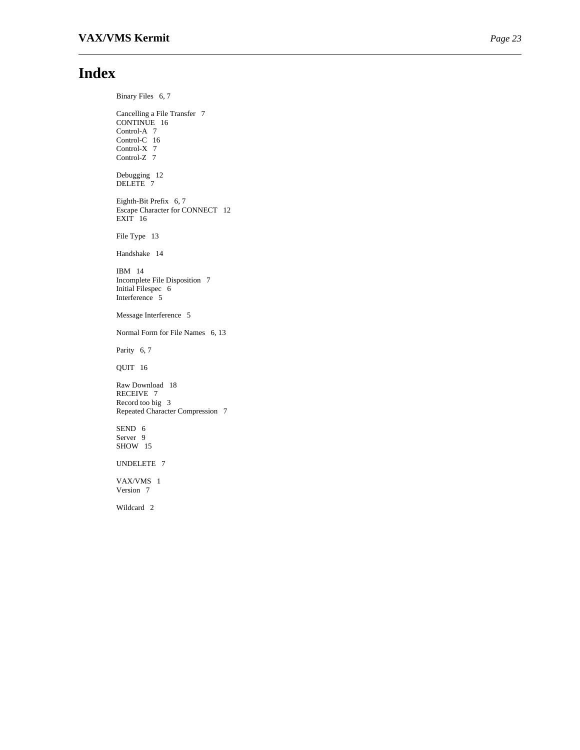# Index

Binary Files   6, 7

Cancelling a File Transfer   7
CONTINUE   16
Control-A   7
Control-C   16
Control-X   7
Control-Z   7

Debugging   12
DELETE   7

Eighth-Bit Prefix   6, 7
Escape Character for CONNECT   12
EXIT   16

File Type   13

Handshake   14

IBM   14
Incomplete File Disposition   7
Initial Filespec   6
Interference   5

Message Interference   5

Normal Form for File Names   6, 13

Parity   6, 7

QUIT   16

Raw Download   18
RECEIVE   7
Record too big   3
Repeated Character Compression   7

SEND   6
Server   9
SHOW   15

UNDELETE   7

VAX/VMS   1
Version   7

Wildcard   2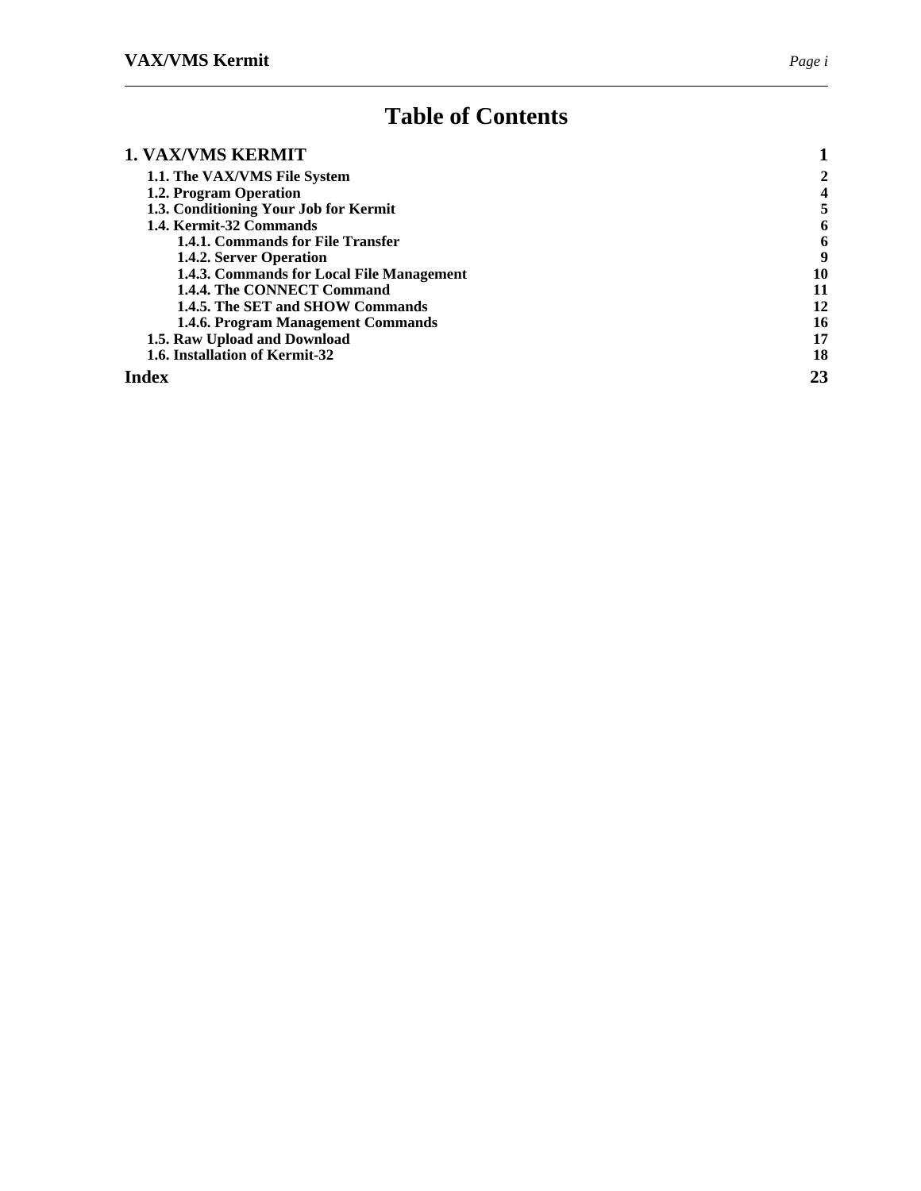# Table of Contents

| | |
|---|---|
| **1. VAX/VMS KERMIT** | **1** |
| **1.1. The VAX/VMS File System** | **2** |
| **1.2. Program Operation** | **4** |
| **1.3. Conditioning Your Job for Kermit** | **5** |
| **1.4. Kermit-32 Commands** | **6** |
| **1.4.1. Commands for File Transfer** | **6** |
| **1.4.2. Server Operation** | **9** |
| **1.4.3. Commands for Local File Management** | **10** |
| **1.4.4. The CONNECT Command** | **11** |
| **1.4.5. The SET and SHOW Commands** | **12** |
| **1.4.6. Program Management Commands** | **16** |
| **1.5. Raw Upload and Download** | **17** |
| **1.6. Installation of Kermit-32** | **18** |
| **Index** | **23** |